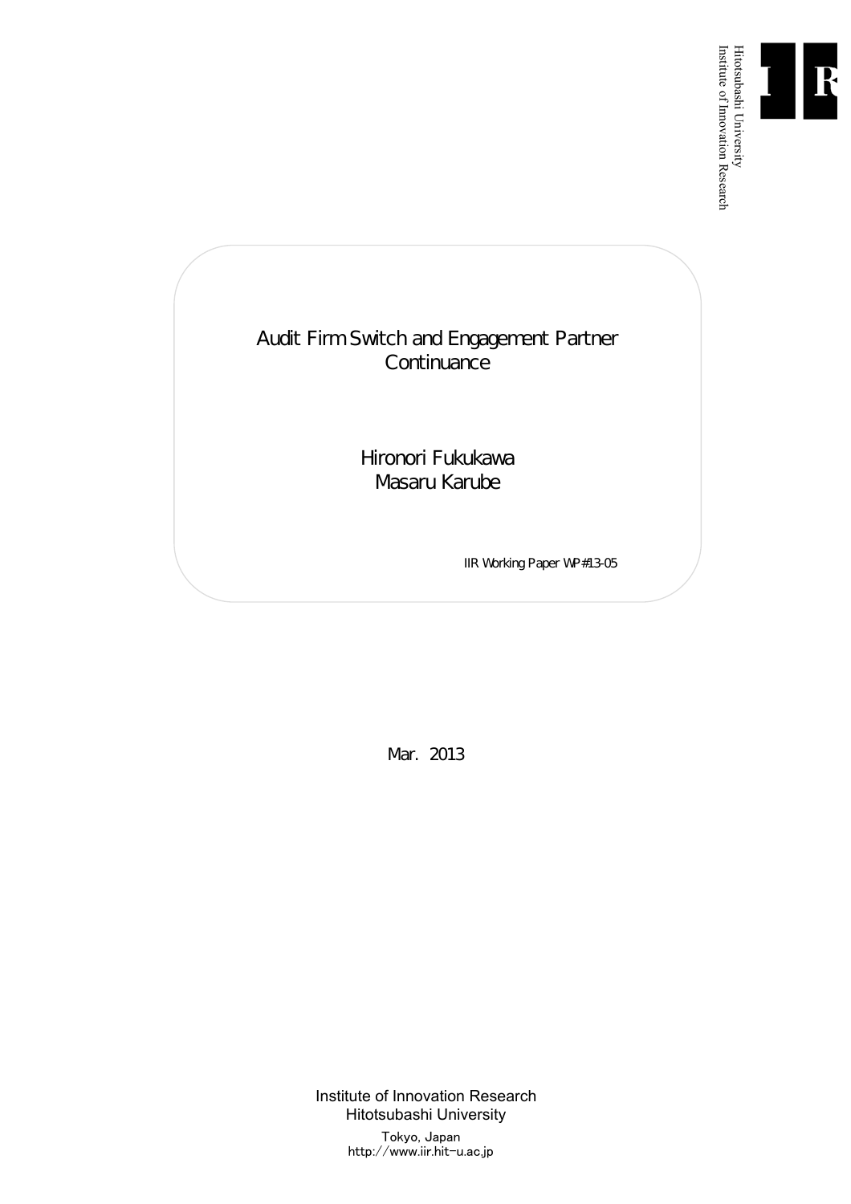Hitotsubashi University
Institute of Innovation Research

# Audit Firm Switch and Engagement Partner Continuance

Hironori Fukukawa
Masaru Karube

IIR Working Paper WP#13-05

Mar. 2013

Institute of Innovation Research
Hitotsubashi University

Tokyo, Japan
http://www.iir.hit-u.ac.jp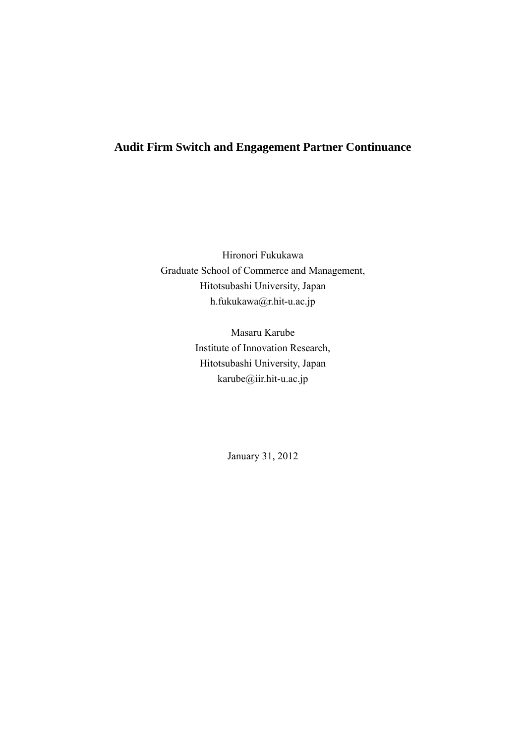# Audit Firm Switch and Engagement Partner Continuance

Hironori Fukukawa
Graduate School of Commerce and Management,
Hitotsubashi University, Japan
h.fukukawa@r.hit-u.ac.jp

Masaru Karube
Institute of Innovation Research,
Hitotsubashi University, Japan
karube@iir.hit-u.ac.jp

January 31, 2012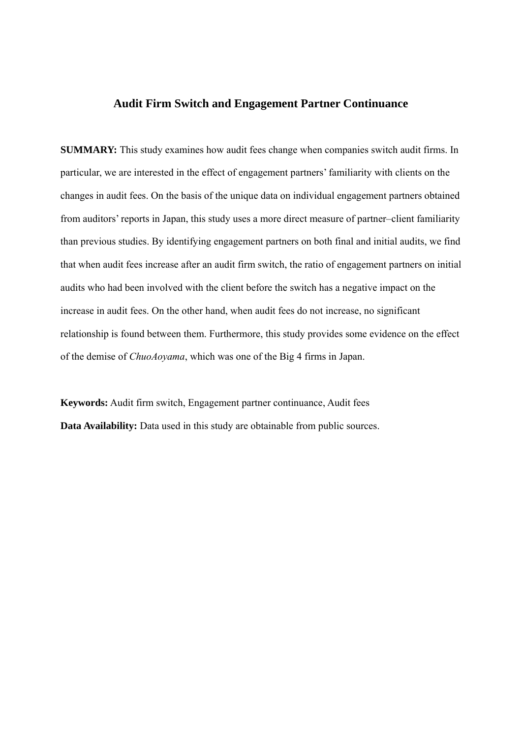# Audit Firm Switch and Engagement Partner Continuance

**SUMMARY:** This study examines how audit fees change when companies switch audit firms. In particular, we are interested in the effect of engagement partners' familiarity with clients on the changes in audit fees. On the basis of the unique data on individual engagement partners obtained from auditors' reports in Japan, this study uses a more direct measure of partner–client familiarity than previous studies. By identifying engagement partners on both final and initial audits, we find that when audit fees increase after an audit firm switch, the ratio of engagement partners on initial audits who had been involved with the client before the switch has a negative impact on the increase in audit fees. On the other hand, when audit fees do not increase, no significant relationship is found between them. Furthermore, this study provides some evidence on the effect of the demise of *ChuoAoyama*, which was one of the Big 4 firms in Japan.

**Keywords:** Audit firm switch, Engagement partner continuance, Audit fees

**Data Availability:** Data used in this study are obtainable from public sources.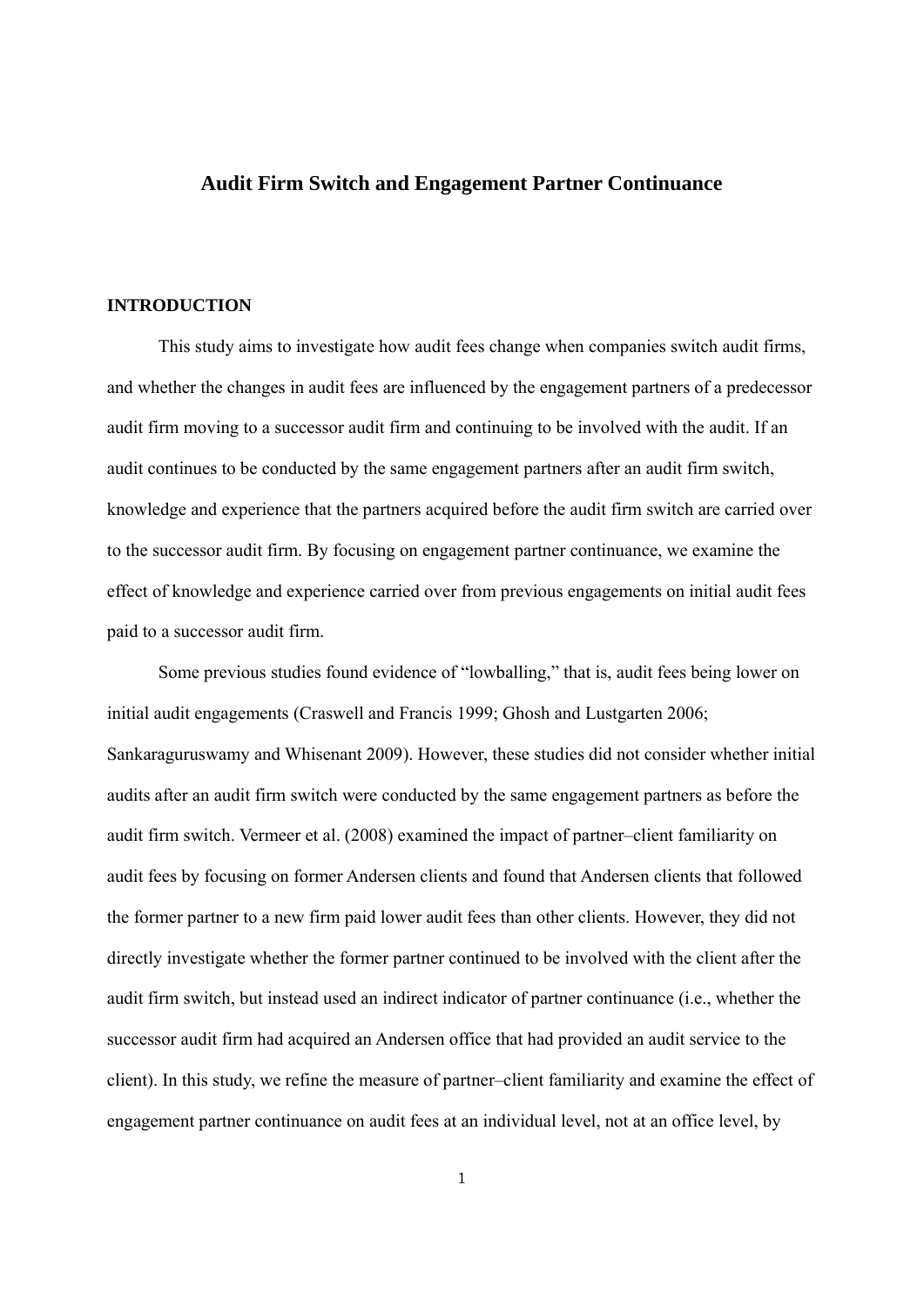# Audit Firm Switch and Engagement Partner Continuance

## INTRODUCTION

This study aims to investigate how audit fees change when companies switch audit firms, and whether the changes in audit fees are influenced by the engagement partners of a predecessor audit firm moving to a successor audit firm and continuing to be involved with the audit. If an audit continues to be conducted by the same engagement partners after an audit firm switch, knowledge and experience that the partners acquired before the audit firm switch are carried over to the successor audit firm. By focusing on engagement partner continuance, we examine the effect of knowledge and experience carried over from previous engagements on initial audit fees paid to a successor audit firm.

Some previous studies found evidence of "lowballing," that is, audit fees being lower on initial audit engagements (Craswell and Francis 1999; Ghosh and Lustgarten 2006; Sankaraguruswamy and Whisenant 2009). However, these studies did not consider whether initial audits after an audit firm switch were conducted by the same engagement partners as before the audit firm switch. Vermeer et al. (2008) examined the impact of partner–client familiarity on audit fees by focusing on former Andersen clients and found that Andersen clients that followed the former partner to a new firm paid lower audit fees than other clients. However, they did not directly investigate whether the former partner continued to be involved with the client after the audit firm switch, but instead used an indirect indicator of partner continuance (i.e., whether the successor audit firm had acquired an Andersen office that had provided an audit service to the client). In this study, we refine the measure of partner–client familiarity and examine the effect of engagement partner continuance on audit fees at an individual level, not at an office level, by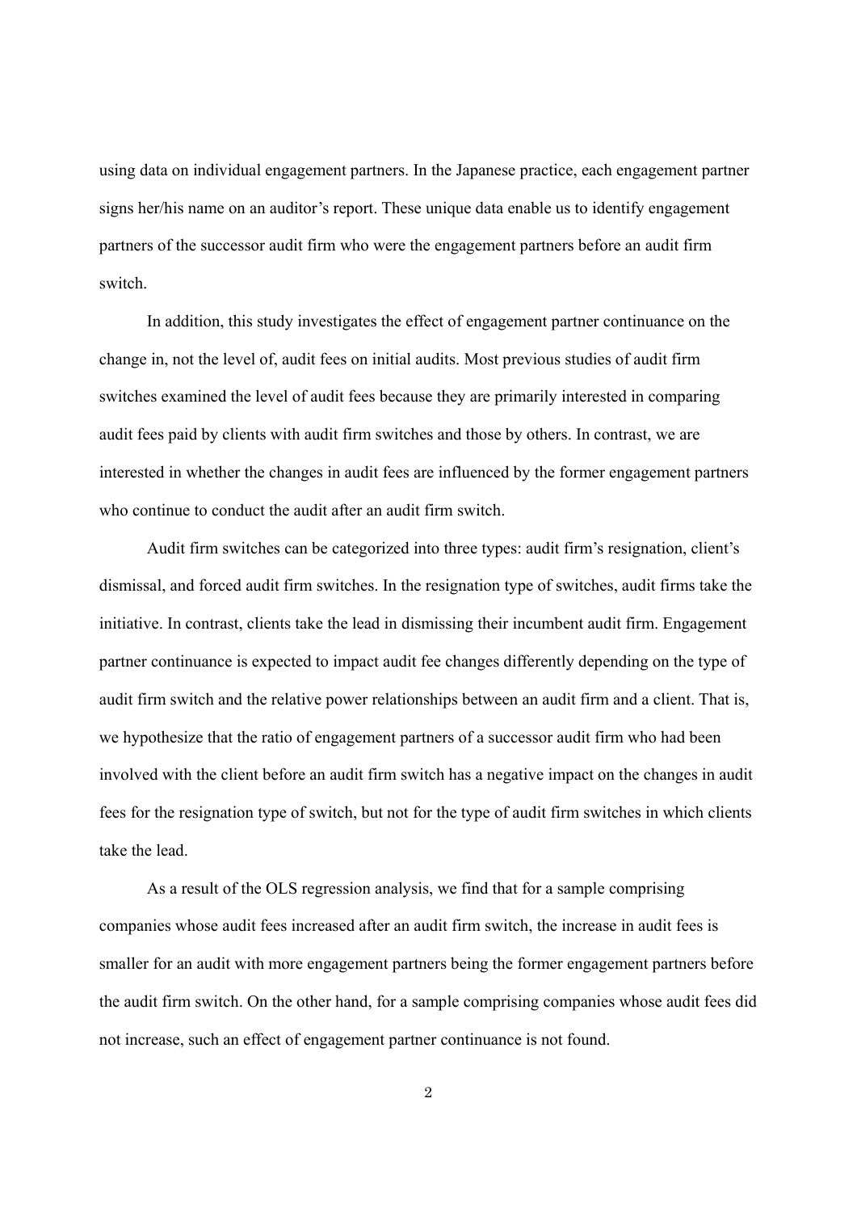using data on individual engagement partners. In the Japanese practice, each engagement partner signs her/his name on an auditor's report. These unique data enable us to identify engagement partners of the successor audit firm who were the engagement partners before an audit firm switch.

In addition, this study investigates the effect of engagement partner continuance on the change in, not the level of, audit fees on initial audits. Most previous studies of audit firm switches examined the level of audit fees because they are primarily interested in comparing audit fees paid by clients with audit firm switches and those by others. In contrast, we are interested in whether the changes in audit fees are influenced by the former engagement partners who continue to conduct the audit after an audit firm switch.

Audit firm switches can be categorized into three types: audit firm's resignation, client's dismissal, and forced audit firm switches. In the resignation type of switches, audit firms take the initiative. In contrast, clients take the lead in dismissing their incumbent audit firm. Engagement partner continuance is expected to impact audit fee changes differently depending on the type of audit firm switch and the relative power relationships between an audit firm and a client. That is, we hypothesize that the ratio of engagement partners of a successor audit firm who had been involved with the client before an audit firm switch has a negative impact on the changes in audit fees for the resignation type of switch, but not for the type of audit firm switches in which clients take the lead.

As a result of the OLS regression analysis, we find that for a sample comprising companies whose audit fees increased after an audit firm switch, the increase in audit fees is smaller for an audit with more engagement partners being the former engagement partners before the audit firm switch. On the other hand, for a sample comprising companies whose audit fees did not increase, such an effect of engagement partner continuance is not found.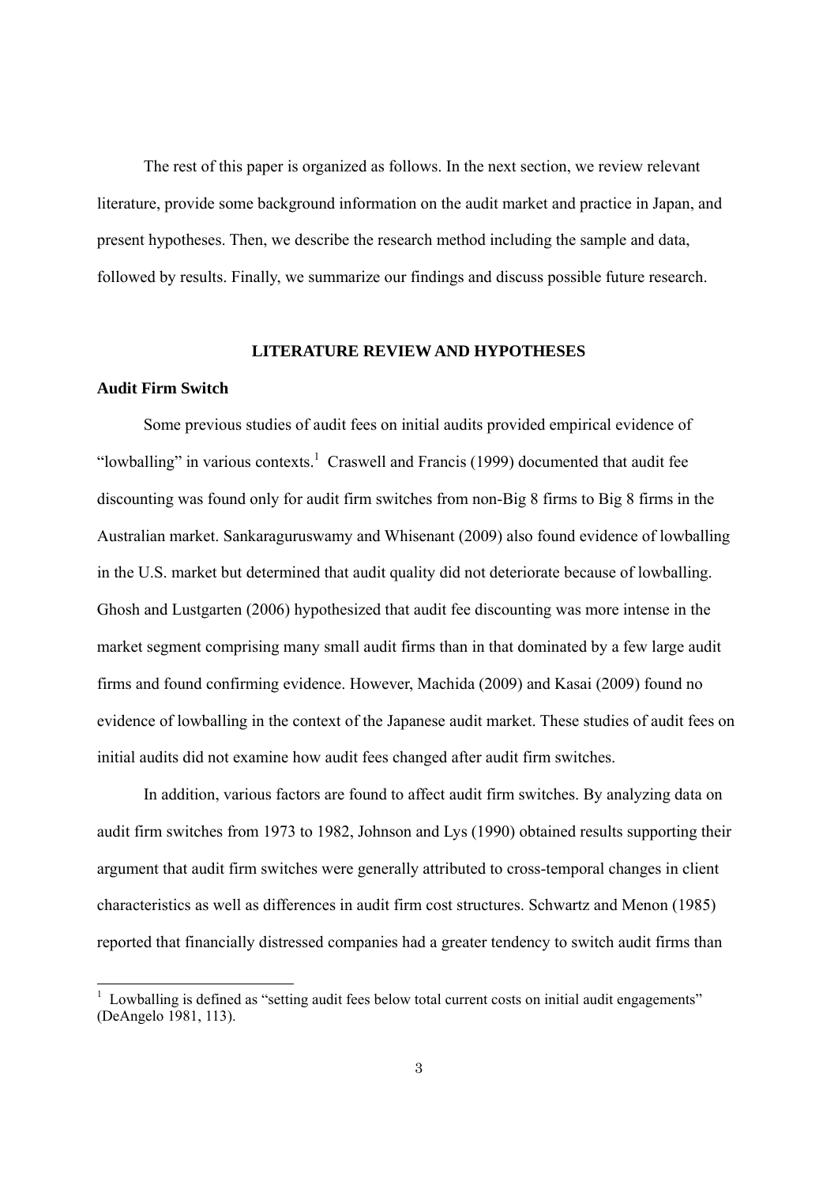The rest of this paper is organized as follows. In the next section, we review relevant literature, provide some background information on the audit market and practice in Japan, and present hypotheses. Then, we describe the research method including the sample and data, followed by results. Finally, we summarize our findings and discuss possible future research.

## LITERATURE REVIEW AND HYPOTHESES

### Audit Firm Switch

Some previous studies of audit fees on initial audits provided empirical evidence of "lowballing" in various contexts.[1] Craswell and Francis (1999) documented that audit fee discounting was found only for audit firm switches from non-Big 8 firms to Big 8 firms in the Australian market. Sankaraguruswamy and Whisenant (2009) also found evidence of lowballing in the U.S. market but determined that audit quality did not deteriorate because of lowballing. Ghosh and Lustgarten (2006) hypothesized that audit fee discounting was more intense in the market segment comprising many small audit firms than in that dominated by a few large audit firms and found confirming evidence. However, Machida (2009) and Kasai (2009) found no evidence of lowballing in the context of the Japanese audit market. These studies of audit fees on initial audits did not examine how audit fees changed after audit firm switches.

In addition, various factors are found to affect audit firm switches. By analyzing data on audit firm switches from 1973 to 1982, Johnson and Lys (1990) obtained results supporting their argument that audit firm switches were generally attributed to cross-temporal changes in client characteristics as well as differences in audit firm cost structures. Schwartz and Menon (1985) reported that financially distressed companies had a greater tendency to switch audit firms than

[1] Lowballing is defined as "setting audit fees below total current costs on initial audit engagements" (DeAngelo 1981, 113).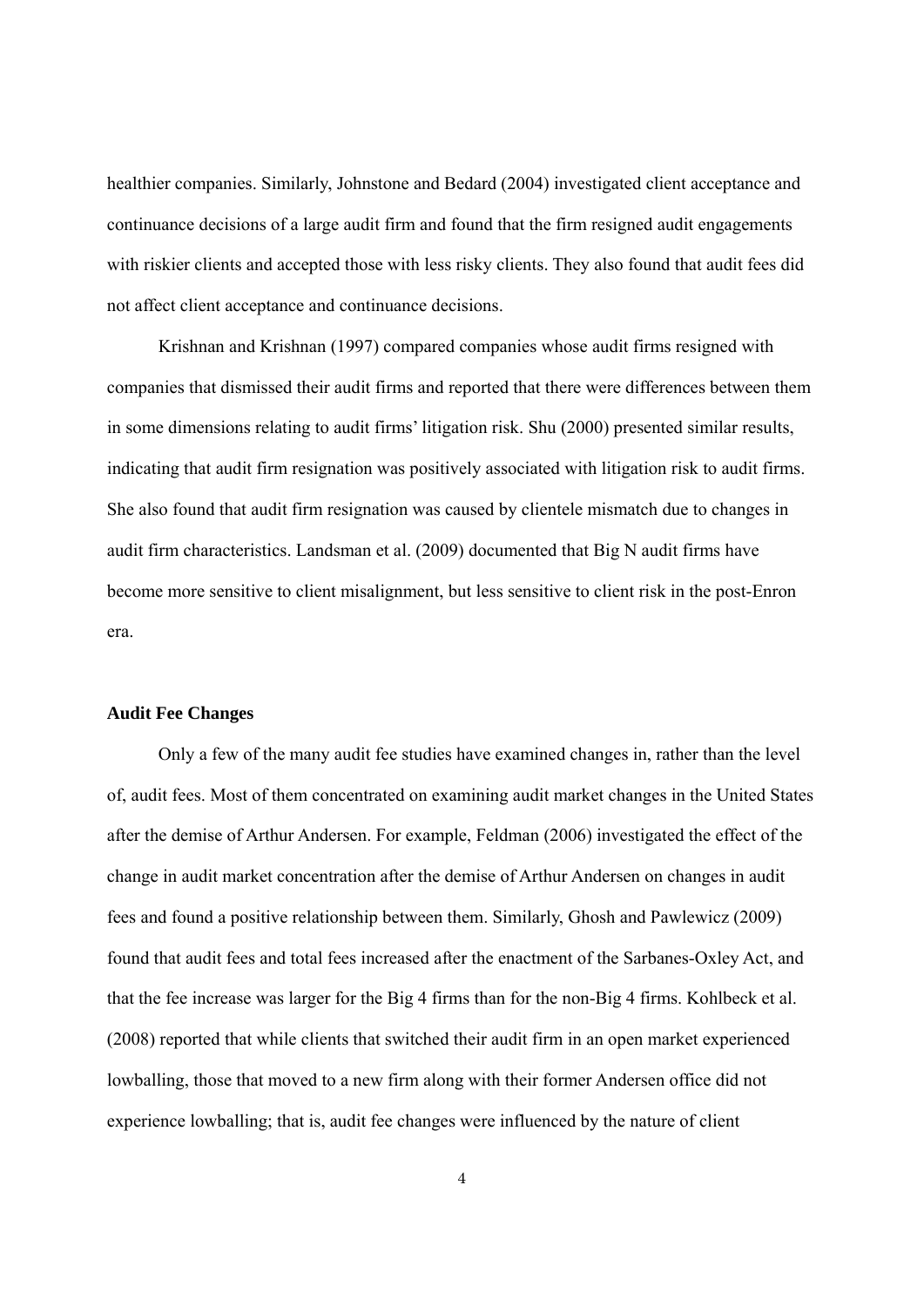healthier companies. Similarly, Johnstone and Bedard (2004) investigated client acceptance and continuance decisions of a large audit firm and found that the firm resigned audit engagements with riskier clients and accepted those with less risky clients. They also found that audit fees did not affect client acceptance and continuance decisions.

Krishnan and Krishnan (1997) compared companies whose audit firms resigned with companies that dismissed their audit firms and reported that there were differences between them in some dimensions relating to audit firms' litigation risk. Shu (2000) presented similar results, indicating that audit firm resignation was positively associated with litigation risk to audit firms. She also found that audit firm resignation was caused by clientele mismatch due to changes in audit firm characteristics. Landsman et al. (2009) documented that Big N audit firms have become more sensitive to client misalignment, but less sensitive to client risk in the post-Enron era.

**Audit Fee Changes**

Only a few of the many audit fee studies have examined changes in, rather than the level of, audit fees. Most of them concentrated on examining audit market changes in the United States after the demise of Arthur Andersen. For example, Feldman (2006) investigated the effect of the change in audit market concentration after the demise of Arthur Andersen on changes in audit fees and found a positive relationship between them. Similarly, Ghosh and Pawlewicz (2009) found that audit fees and total fees increased after the enactment of the Sarbanes-Oxley Act, and that the fee increase was larger for the Big 4 firms than for the non-Big 4 firms. Kohlbeck et al. (2008) reported that while clients that switched their audit firm in an open market experienced lowballing, those that moved to a new firm along with their former Andersen office did not experience lowballing; that is, audit fee changes were influenced by the nature of client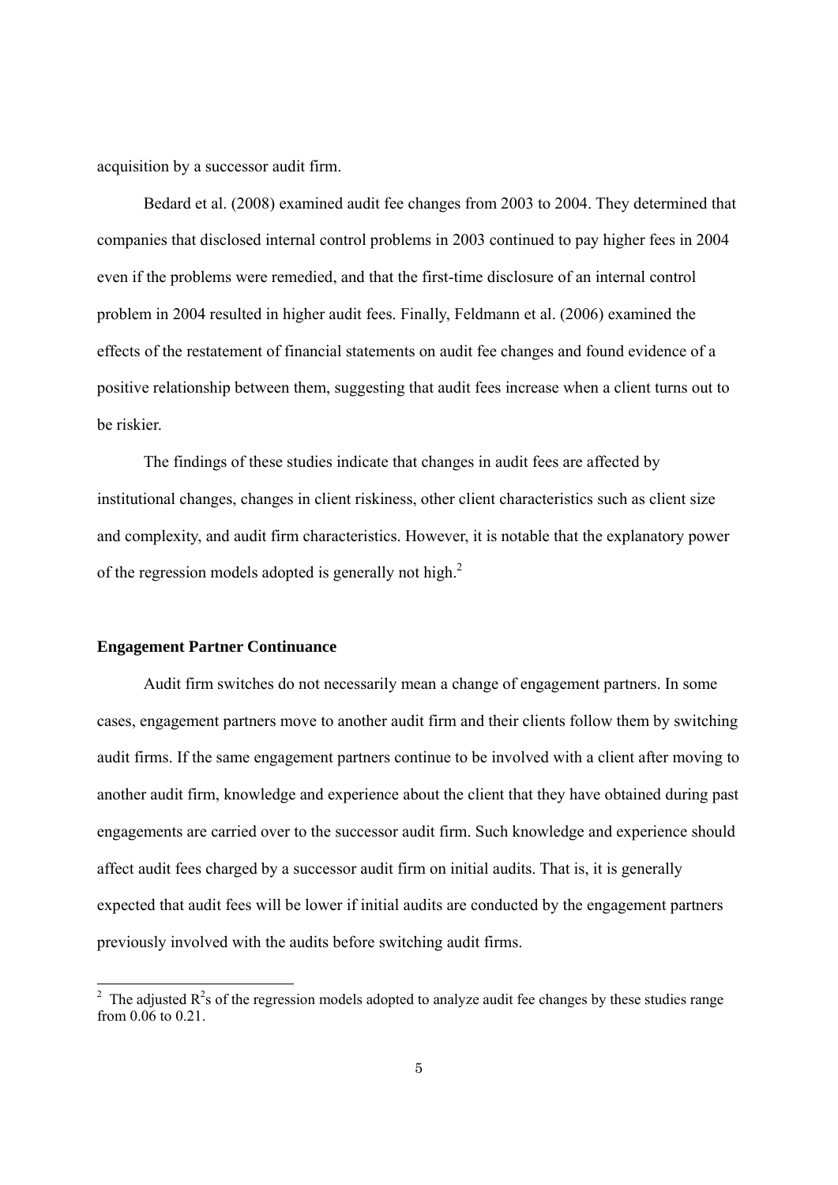acquisition by a successor audit firm.

Bedard et al. (2008) examined audit fee changes from 2003 to 2004. They determined that companies that disclosed internal control problems in 2003 continued to pay higher fees in 2004 even if the problems were remedied, and that the first-time disclosure of an internal control problem in 2004 resulted in higher audit fees. Finally, Feldmann et al. (2006) examined the effects of the restatement of financial statements on audit fee changes and found evidence of a positive relationship between them, suggesting that audit fees increase when a client turns out to be riskier.

The findings of these studies indicate that changes in audit fees are affected by institutional changes, changes in client riskiness, other client characteristics such as client size and complexity, and audit firm characteristics. However, it is notable that the explanatory power of the regression models adopted is generally not high.[2]

**Engagement Partner Continuance**

Audit firm switches do not necessarily mean a change of engagement partners. In some cases, engagement partners move to another audit firm and their clients follow them by switching audit firms. If the same engagement partners continue to be involved with a client after moving to another audit firm, knowledge and experience about the client that they have obtained during past engagements are carried over to the successor audit firm. Such knowledge and experience should affect audit fees charged by a successor audit firm on initial audits. That is, it is generally expected that audit fees will be lower if initial audits are conducted by the engagement partners previously involved with the audits before switching audit firms.

[2] The adjusted $R^2$s of the regression models adopted to analyze audit fee changes by these studies range from 0.06 to 0.21.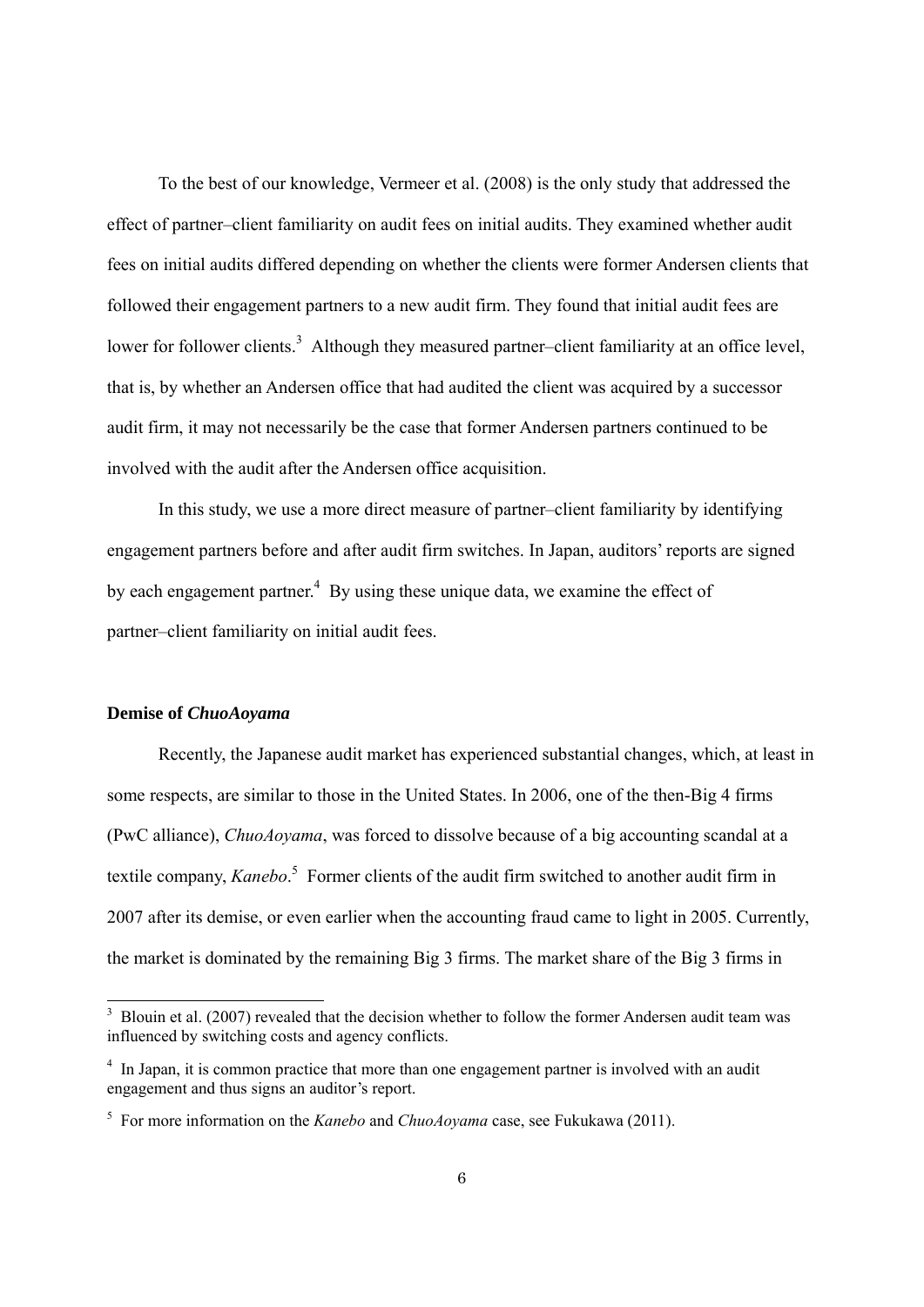To the best of our knowledge, Vermeer et al. (2008) is the only study that addressed the effect of partner–client familiarity on audit fees on initial audits. They examined whether audit fees on initial audits differed depending on whether the clients were former Andersen clients that followed their engagement partners to a new audit firm. They found that initial audit fees are lower for follower clients.[3] Although they measured partner–client familiarity at an office level, that is, by whether an Andersen office that had audited the client was acquired by a successor audit firm, it may not necessarily be the case that former Andersen partners continued to be involved with the audit after the Andersen office acquisition.

In this study, we use a more direct measure of partner–client familiarity by identifying engagement partners before and after audit firm switches. In Japan, auditors' reports are signed by each engagement partner.[4] By using these unique data, we examine the effect of partner–client familiarity on initial audit fees.

**Demise of *ChuoAoyama***

Recently, the Japanese audit market has experienced substantial changes, which, at least in some respects, are similar to those in the United States. In 2006, one of the then-Big 4 firms (PwC alliance), *ChuoAoyama*, was forced to dissolve because of a big accounting scandal at a textile company, *Kanebo*.[5] Former clients of the audit firm switched to another audit firm in 2007 after its demise, or even earlier when the accounting fraud came to light in 2005. Currently, the market is dominated by the remaining Big 3 firms. The market share of the Big 3 firms in

---

[3] Blouin et al. (2007) revealed that the decision whether to follow the former Andersen audit team was influenced by switching costs and agency conflicts.

[4] In Japan, it is common practice that more than one engagement partner is involved with an audit engagement and thus signs an auditor's report.

[5] For more information on the *Kanebo* and *ChuoAoyama* case, see Fukukawa (2011).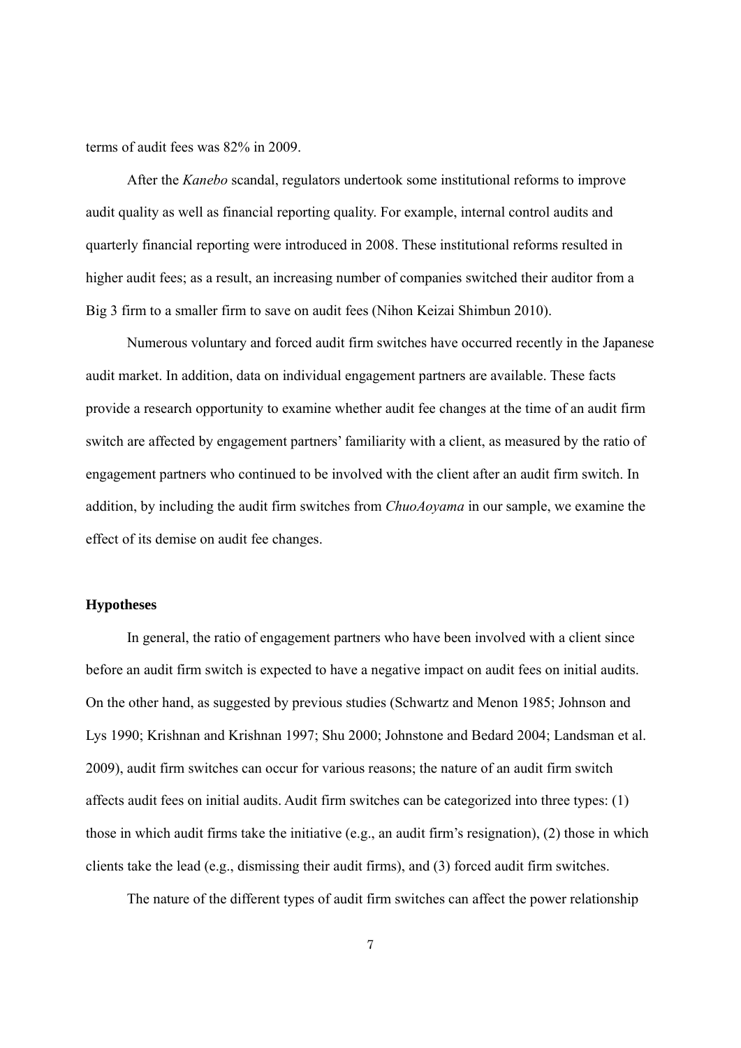terms of audit fees was 82% in 2009.

After the *Kanebo* scandal, regulators undertook some institutional reforms to improve audit quality as well as financial reporting quality. For example, internal control audits and quarterly financial reporting were introduced in 2008. These institutional reforms resulted in higher audit fees; as a result, an increasing number of companies switched their auditor from a Big 3 firm to a smaller firm to save on audit fees (Nihon Keizai Shimbun 2010).

Numerous voluntary and forced audit firm switches have occurred recently in the Japanese audit market. In addition, data on individual engagement partners are available. These facts provide a research opportunity to examine whether audit fee changes at the time of an audit firm switch are affected by engagement partners' familiarity with a client, as measured by the ratio of engagement partners who continued to be involved with the client after an audit firm switch. In addition, by including the audit firm switches from *ChuoAoyama* in our sample, we examine the effect of its demise on audit fee changes.

### Hypotheses

In general, the ratio of engagement partners who have been involved with a client since before an audit firm switch is expected to have a negative impact on audit fees on initial audits. On the other hand, as suggested by previous studies (Schwartz and Menon 1985; Johnson and Lys 1990; Krishnan and Krishnan 1997; Shu 2000; Johnstone and Bedard 2004; Landsman et al. 2009), audit firm switches can occur for various reasons; the nature of an audit firm switch affects audit fees on initial audits. Audit firm switches can be categorized into three types: (1) those in which audit firms take the initiative (e.g., an audit firm's resignation), (2) those in which clients take the lead (e.g., dismissing their audit firms), and (3) forced audit firm switches.

The nature of the different types of audit firm switches can affect the power relationship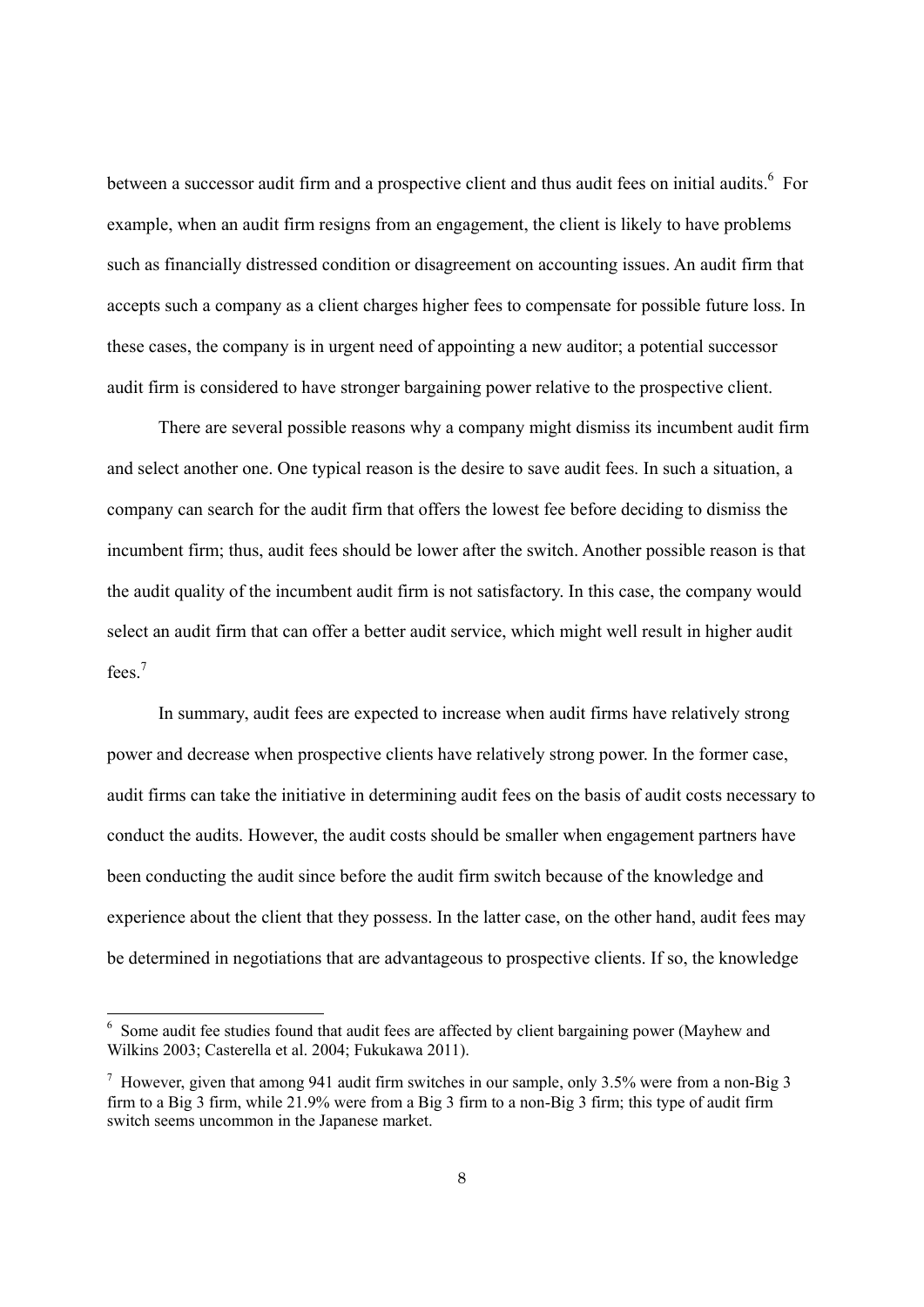between a successor audit firm and a prospective client and thus audit fees on initial audits.[6] For example, when an audit firm resigns from an engagement, the client is likely to have problems such as financially distressed condition or disagreement on accounting issues. An audit firm that accepts such a company as a client charges higher fees to compensate for possible future loss. In these cases, the company is in urgent need of appointing a new auditor; a potential successor audit firm is considered to have stronger bargaining power relative to the prospective client.

There are several possible reasons why a company might dismiss its incumbent audit firm and select another one. One typical reason is the desire to save audit fees. In such a situation, a company can search for the audit firm that offers the lowest fee before deciding to dismiss the incumbent firm; thus, audit fees should be lower after the switch. Another possible reason is that the audit quality of the incumbent audit firm is not satisfactory. In this case, the company would select an audit firm that can offer a better audit service, which might well result in higher audit fees.[7]

In summary, audit fees are expected to increase when audit firms have relatively strong power and decrease when prospective clients have relatively strong power. In the former case, audit firms can take the initiative in determining audit fees on the basis of audit costs necessary to conduct the audits. However, the audit costs should be smaller when engagement partners have been conducting the audit since before the audit firm switch because of the knowledge and experience about the client that they possess. In the latter case, on the other hand, audit fees may be determined in negotiations that are advantageous to prospective clients. If so, the knowledge

---

[6] Some audit fee studies found that audit fees are affected by client bargaining power (Mayhew and Wilkins 2003; Casterella et al. 2004; Fukukawa 2011).

[7] However, given that among 941 audit firm switches in our sample, only 3.5% were from a non-Big 3 firm to a Big 3 firm, while 21.9% were from a Big 3 firm to a non-Big 3 firm; this type of audit firm switch seems uncommon in the Japanese market.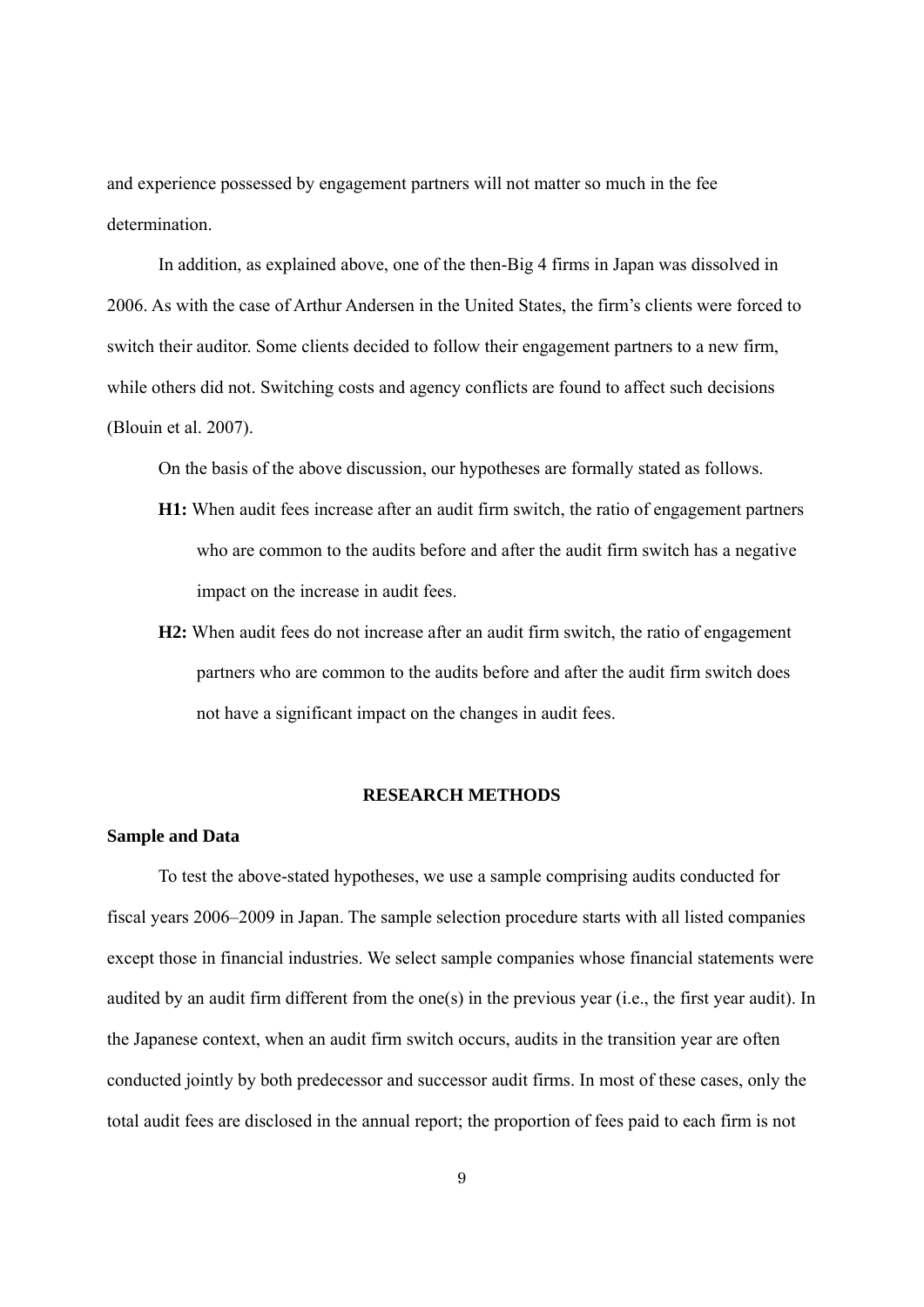and experience possessed by engagement partners will not matter so much in the fee determination.

In addition, as explained above, one of the then-Big 4 firms in Japan was dissolved in 2006. As with the case of Arthur Andersen in the United States, the firm's clients were forced to switch their auditor. Some clients decided to follow their engagement partners to a new firm, while others did not. Switching costs and agency conflicts are found to affect such decisions (Blouin et al. 2007).

On the basis of the above discussion, our hypotheses are formally stated as follows.

**H1:** When audit fees increase after an audit firm switch, the ratio of engagement partners who are common to the audits before and after the audit firm switch has a negative impact on the increase in audit fees.

**H2:** When audit fees do not increase after an audit firm switch, the ratio of engagement partners who are common to the audits before and after the audit firm switch does not have a significant impact on the changes in audit fees.

## RESEARCH METHODS

### Sample and Data

To test the above-stated hypotheses, we use a sample comprising audits conducted for fiscal years 2006–2009 in Japan. The sample selection procedure starts with all listed companies except those in financial industries. We select sample companies whose financial statements were audited by an audit firm different from the one(s) in the previous year (i.e., the first year audit). In the Japanese context, when an audit firm switch occurs, audits in the transition year are often conducted jointly by both predecessor and successor audit firms. In most of these cases, only the total audit fees are disclosed in the annual report; the proportion of fees paid to each firm is not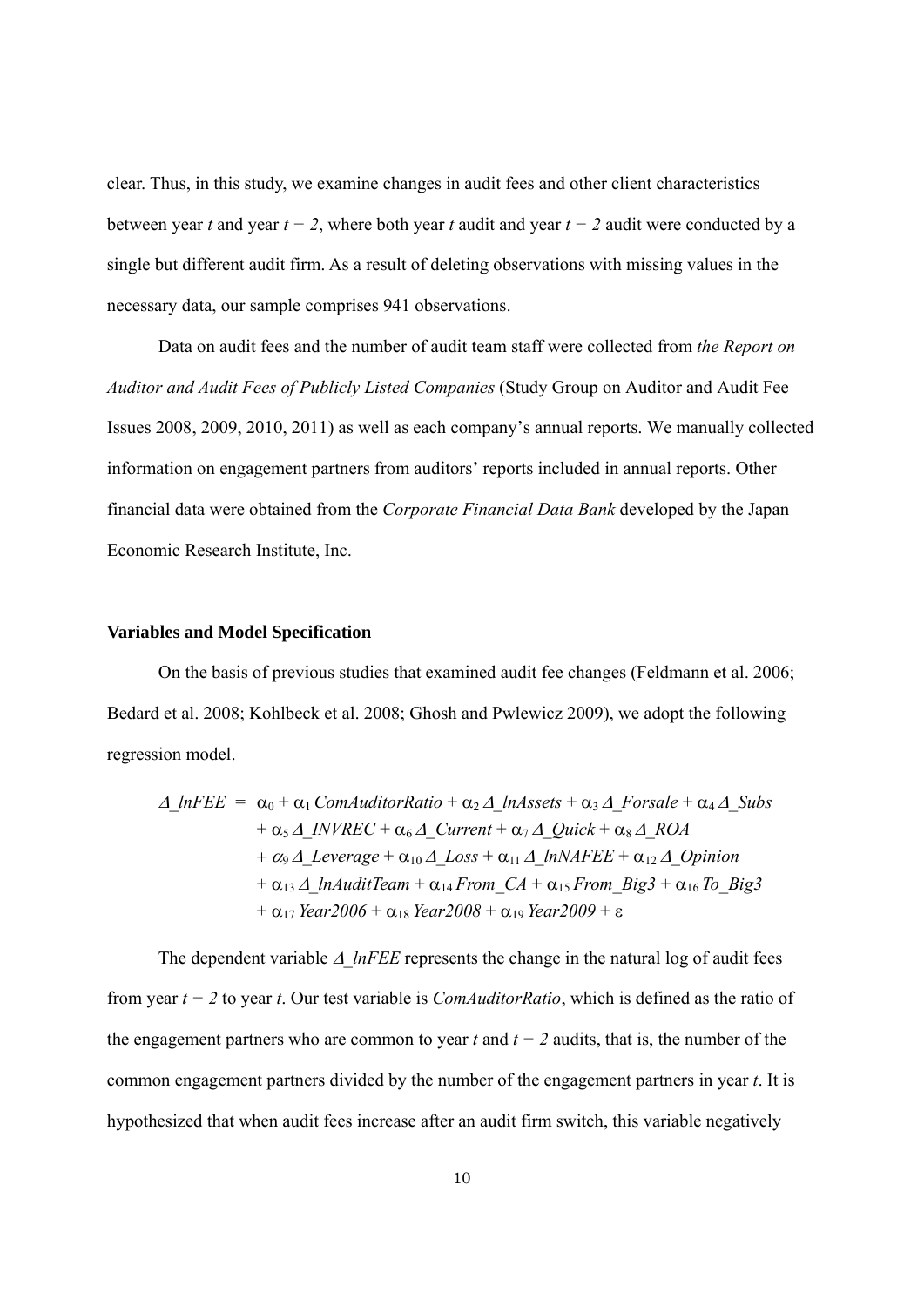clear. Thus, in this study, we examine changes in audit fees and other client characteristics between year $t$ and year $t - 2$, where both year $t$ audit and year $t - 2$ audit were conducted by a single but different audit firm. As a result of deleting observations with missing values in the necessary data, our sample comprises 941 observations.

Data on audit fees and the number of audit team staff were collected from *the Report on Auditor and Audit Fees of Publicly Listed Companies* (Study Group on Auditor and Audit Fee Issues 2008, 2009, 2010, 2011) as well as each company's annual reports. We manually collected information on engagement partners from auditors' reports included in annual reports. Other financial data were obtained from the *Corporate Financial Data Bank* developed by the Japan Economic Research Institute, Inc.

**Variables and Model Specification**

On the basis of previous studies that examined audit fee changes (Feldmann et al. 2006; Bedard et al. 2008; Kohlbeck et al. 2008; Ghosh and Pwlewicz 2009), we adopt the following regression model.

$$
\begin{aligned}
\Delta\_lnFEE = {} & \alpha_0 + \alpha_1\, ComAuditorRatio + \alpha_2\, \Delta\_lnAssets + \alpha_3\, \Delta\_Forsale + \alpha_4\, \Delta\_Subs \\
& + \alpha_5\, \Delta\_INVREC + \alpha_6\, \Delta\_Current + \alpha_7\, \Delta\_Quick + \alpha_8\, \Delta\_ROA \\
& + \alpha_9\, \Delta\_Leverage + \alpha_{10}\, \Delta\_Loss + \alpha_{11}\, \Delta\_lnNAFEE + \alpha_{12}\, \Delta\_Opinion \\
& + \alpha_{13}\, \Delta\_lnAuditTeam + \alpha_{14}\, From\_CA + \alpha_{15}\, From\_Big3 + \alpha_{16}\, To\_Big3 \\
& + \alpha_{17}\, Year2006 + \alpha_{18}\, Year2008 + \alpha_{19}\, Year2009 + \varepsilon
\end{aligned}
$$

The dependent variable *Δ_lnFEE* represents the change in the natural log of audit fees from year $t - 2$ to year $t$. Our test variable is *ComAuditorRatio*, which is defined as the ratio of the engagement partners who are common to year $t$ and $t - 2$ audits, that is, the number of the common engagement partners divided by the number of the engagement partners in year $t$. It is hypothesized that when audit fees increase after an audit firm switch, this variable negatively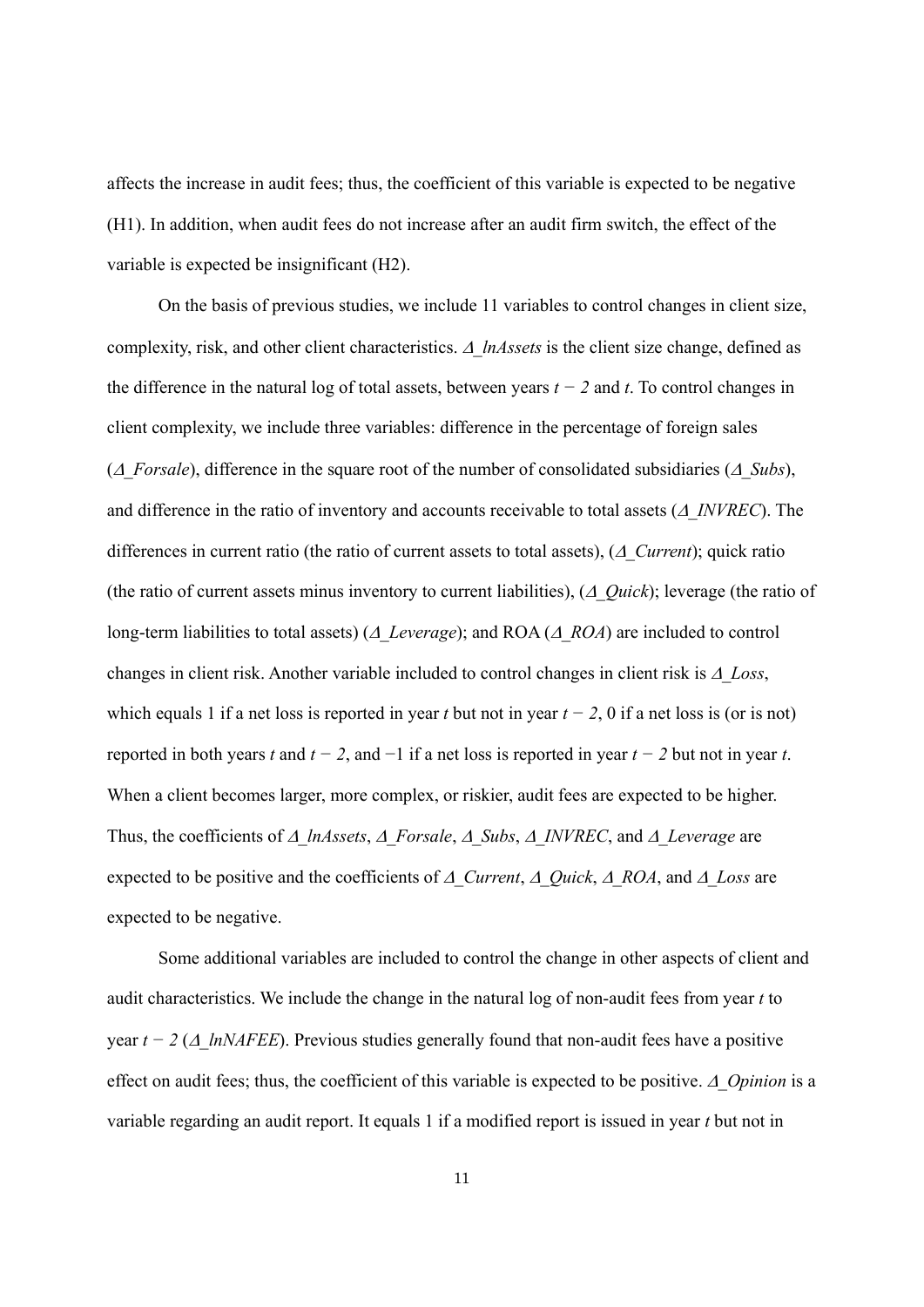affects the increase in audit fees; thus, the coefficient of this variable is expected to be negative (H1). In addition, when audit fees do not increase after an audit firm switch, the effect of the variable is expected be insignificant (H2).

On the basis of previous studies, we include 11 variables to control changes in client size, complexity, risk, and other client characteristics. *Δ_lnAssets* is the client size change, defined as the difference in the natural log of total assets, between years $t - 2$ and $t$. To control changes in client complexity, we include three variables: difference in the percentage of foreign sales (*Δ_Forsale*), difference in the square root of the number of consolidated subsidiaries (*Δ_Subs*), and difference in the ratio of inventory and accounts receivable to total assets (*Δ_INVREC*). The differences in current ratio (the ratio of current assets to total assets), (*Δ_Current*); quick ratio (the ratio of current assets minus inventory to current liabilities), (*Δ_Quick*); leverage (the ratio of long-term liabilities to total assets) (*Δ_Leverage*); and ROA (*Δ_ROA*) are included to control changes in client risk. Another variable included to control changes in client risk is *Δ_Loss*, which equals 1 if a net loss is reported in year $t$ but not in year $t - 2$, 0 if a net loss is (or is not) reported in both years $t$ and $t - 2$, and −1 if a net loss is reported in year $t - 2$ but not in year $t$. When a client becomes larger, more complex, or riskier, audit fees are expected to be higher. Thus, the coefficients of *Δ_lnAssets*, *Δ_Forsale*, *Δ_Subs*, *Δ_INVREC*, and *Δ_Leverage* are expected to be positive and the coefficients of *Δ_Current*, *Δ_Quick*, *Δ_ROA*, and *Δ_Loss* are expected to be negative.

Some additional variables are included to control the change in other aspects of client and audit characteristics. We include the change in the natural log of non-audit fees from year $t$ to year $t - 2$ (*Δ_lnNAFEE*). Previous studies generally found that non-audit fees have a positive effect on audit fees; thus, the coefficient of this variable is expected to be positive. *Δ_Opinion* is a variable regarding an audit report. It equals 1 if a modified report is issued in year $t$ but not in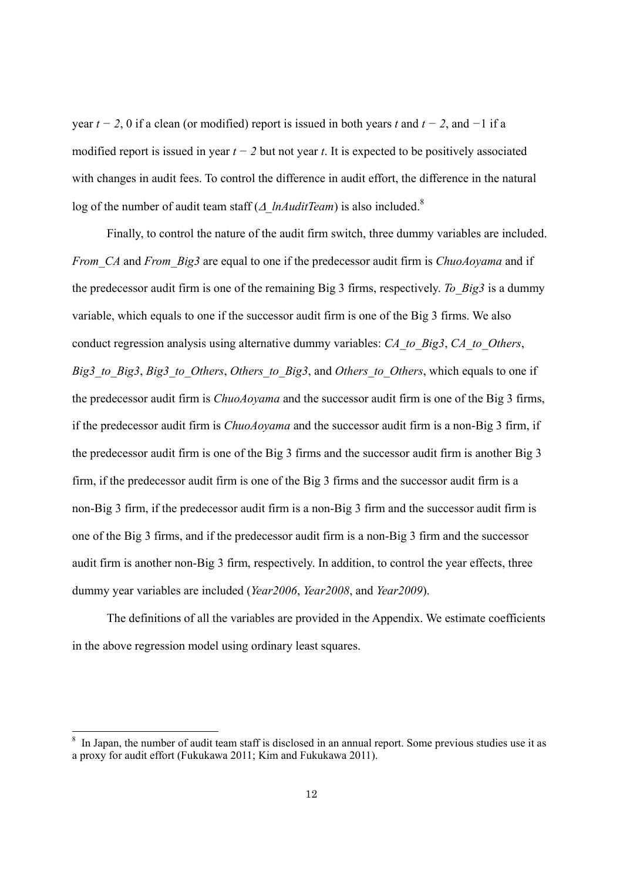year $t - 2$, 0 if a clean (or modified) report is issued in both years $t$ and $t - 2$, and −1 if a modified report is issued in year $t - 2$ but not year $t$. It is expected to be positively associated with changes in audit fees. To control the difference in audit effort, the difference in the natural log of the number of audit team staff (*Δ_lnAuditTeam*) is also included.[8]

Finally, to control the nature of the audit firm switch, three dummy variables are included. *From_CA* and *From_Big3* are equal to one if the predecessor audit firm is *ChuoAoyama* and if the predecessor audit firm is one of the remaining Big 3 firms, respectively. *To_Big3* is a dummy variable, which equals to one if the successor audit firm is one of the Big 3 firms. We also conduct regression analysis using alternative dummy variables: *CA_to_Big3*, *CA_to_Others*, *Big3_to_Big3*, *Big3_to_Others*, *Others_to_Big3*, and *Others_to_Others*, which equals to one if the predecessor audit firm is *ChuoAoyama* and the successor audit firm is one of the Big 3 firms, if the predecessor audit firm is *ChuoAoyama* and the successor audit firm is a non-Big 3 firm, if the predecessor audit firm is one of the Big 3 firms and the successor audit firm is another Big 3 firm, if the predecessor audit firm is one of the Big 3 firms and the successor audit firm is a non-Big 3 firm, if the predecessor audit firm is a non-Big 3 firm and the successor audit firm is one of the Big 3 firms, and if the predecessor audit firm is a non-Big 3 firm and the successor audit firm is another non-Big 3 firm, respectively. In addition, to control the year effects, three dummy year variables are included (*Year2006*, *Year2008*, and *Year2009*).

The definitions of all the variables are provided in the Appendix. We estimate coefficients in the above regression model using ordinary least squares.

---

[8] In Japan, the number of audit team staff is disclosed in an annual report. Some previous studies use it as a proxy for audit effort (Fukukawa 2011; Kim and Fukukawa 2011).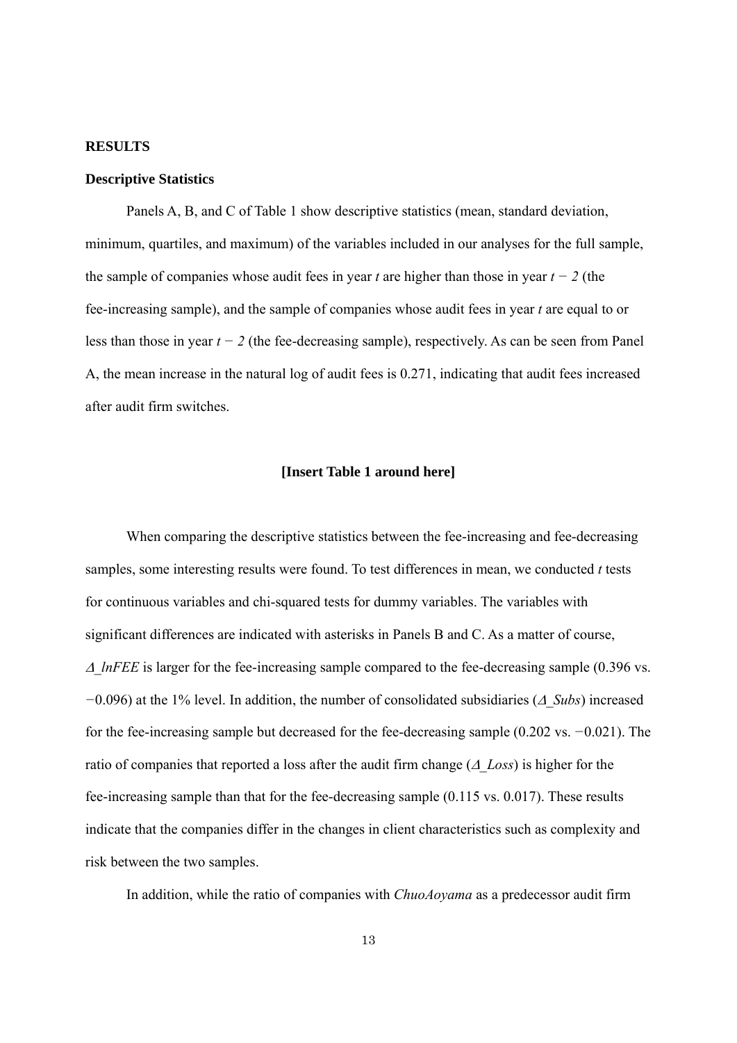## RESULTS

### Descriptive Statistics

Panels A, B, and C of Table 1 show descriptive statistics (mean, standard deviation, minimum, quartiles, and maximum) of the variables included in our analyses for the full sample, the sample of companies whose audit fees in year $t$ are higher than those in year $t - 2$ (the fee-increasing sample), and the sample of companies whose audit fees in year $t$ are equal to or less than those in year $t - 2$ (the fee-decreasing sample), respectively. As can be seen from Panel A, the mean increase in the natural log of audit fees is 0.271, indicating that audit fees increased after audit firm switches.

**[Insert Table 1 around here]**

When comparing the descriptive statistics between the fee-increasing and fee-decreasing samples, some interesting results were found. To test differences in mean, we conducted *t* tests for continuous variables and chi-squared tests for dummy variables. The variables with significant differences are indicated with asterisks in Panels B and C. As a matter of course, *Δ_lnFEE* is larger for the fee-increasing sample compared to the fee-decreasing sample (0.396 vs. −0.096) at the 1% level. In addition, the number of consolidated subsidiaries (*Δ_Subs*) increased for the fee-increasing sample but decreased for the fee-decreasing sample (0.202 vs. −0.021). The ratio of companies that reported a loss after the audit firm change (*Δ_Loss*) is higher for the fee-increasing sample than that for the fee-decreasing sample (0.115 vs. 0.017). These results indicate that the companies differ in the changes in client characteristics such as complexity and risk between the two samples.

In addition, while the ratio of companies with *ChuoAoyama* as a predecessor audit firm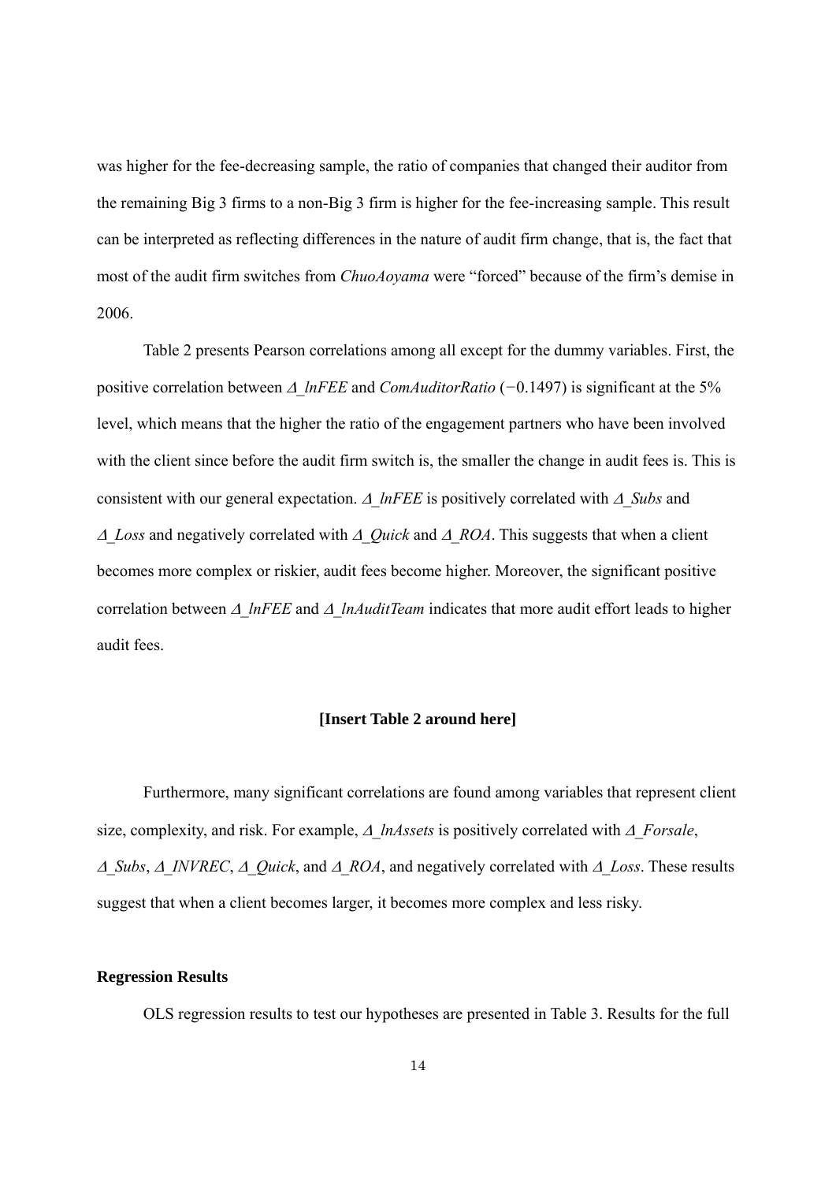was higher for the fee-decreasing sample, the ratio of companies that changed their auditor from the remaining Big 3 firms to a non-Big 3 firm is higher for the fee-increasing sample. This result can be interpreted as reflecting differences in the nature of audit firm change, that is, the fact that most of the audit firm switches from *ChuoAoyama* were "forced" because of the firm's demise in 2006.

Table 2 presents Pearson correlations among all except for the dummy variables. First, the positive correlation between *Δ_lnFEE* and *ComAuditorRatio* (−0.1497) is significant at the 5% level, which means that the higher the ratio of the engagement partners who have been involved with the client since before the audit firm switch is, the smaller the change in audit fees is. This is consistent with our general expectation. *Δ_lnFEE* is positively correlated with *Δ_Subs* and *Δ_Loss* and negatively correlated with *Δ_Quick* and *Δ_ROA*. This suggests that when a client becomes more complex or riskier, audit fees become higher. Moreover, the significant positive correlation between *Δ_lnFEE* and *Δ_lnAuditTeam* indicates that more audit effort leads to higher audit fees.

**[Insert Table 2 around here]**

Furthermore, many significant correlations are found among variables that represent client size, complexity, and risk. For example, *Δ_lnAssets* is positively correlated with *Δ_Forsale*, *Δ_Subs*, *Δ_INVREC*, *Δ_Quick*, and *Δ_ROA*, and negatively correlated with *Δ_Loss*. These results suggest that when a client becomes larger, it becomes more complex and less risky.

### Regression Results

OLS regression results to test our hypotheses are presented in Table 3. Results for the full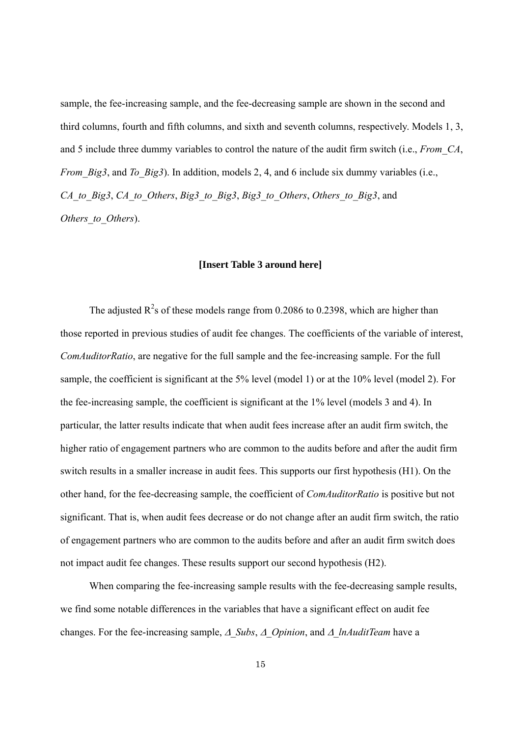sample, the fee-increasing sample, and the fee-decreasing sample are shown in the second and third columns, fourth and fifth columns, and sixth and seventh columns, respectively. Models 1, 3, and 5 include three dummy variables to control the nature of the audit firm switch (i.e., *From_CA*, *From_Big3*, and *To_Big3*). In addition, models 2, 4, and 6 include six dummy variables (i.e., *CA_to_Big3*, *CA_to_Others*, *Big3_to_Big3*, *Big3_to_Others*, *Others_to_Big3*, and *Others_to_Others*).

**[Insert Table 3 around here]**

The adjusted $R^2$s of these models range from 0.2086 to 0.2398, which are higher than those reported in previous studies of audit fee changes. The coefficients of the variable of interest, *ComAuditorRatio*, are negative for the full sample and the fee-increasing sample. For the full sample, the coefficient is significant at the 5% level (model 1) or at the 10% level (model 2). For the fee-increasing sample, the coefficient is significant at the 1% level (models 3 and 4). In particular, the latter results indicate that when audit fees increase after an audit firm switch, the higher ratio of engagement partners who are common to the audits before and after the audit firm switch results in a smaller increase in audit fees. This supports our first hypothesis (H1). On the other hand, for the fee-decreasing sample, the coefficient of *ComAuditorRatio* is positive but not significant. That is, when audit fees decrease or do not change after an audit firm switch, the ratio of engagement partners who are common to the audits before and after an audit firm switch does not impact audit fee changes. These results support our second hypothesis (H2).

When comparing the fee-increasing sample results with the fee-decreasing sample results, we find some notable differences in the variables that have a significant effect on audit fee changes. For the fee-increasing sample, *Δ_Subs*, *Δ_Opinion*, and *Δ_lnAuditTeam* have a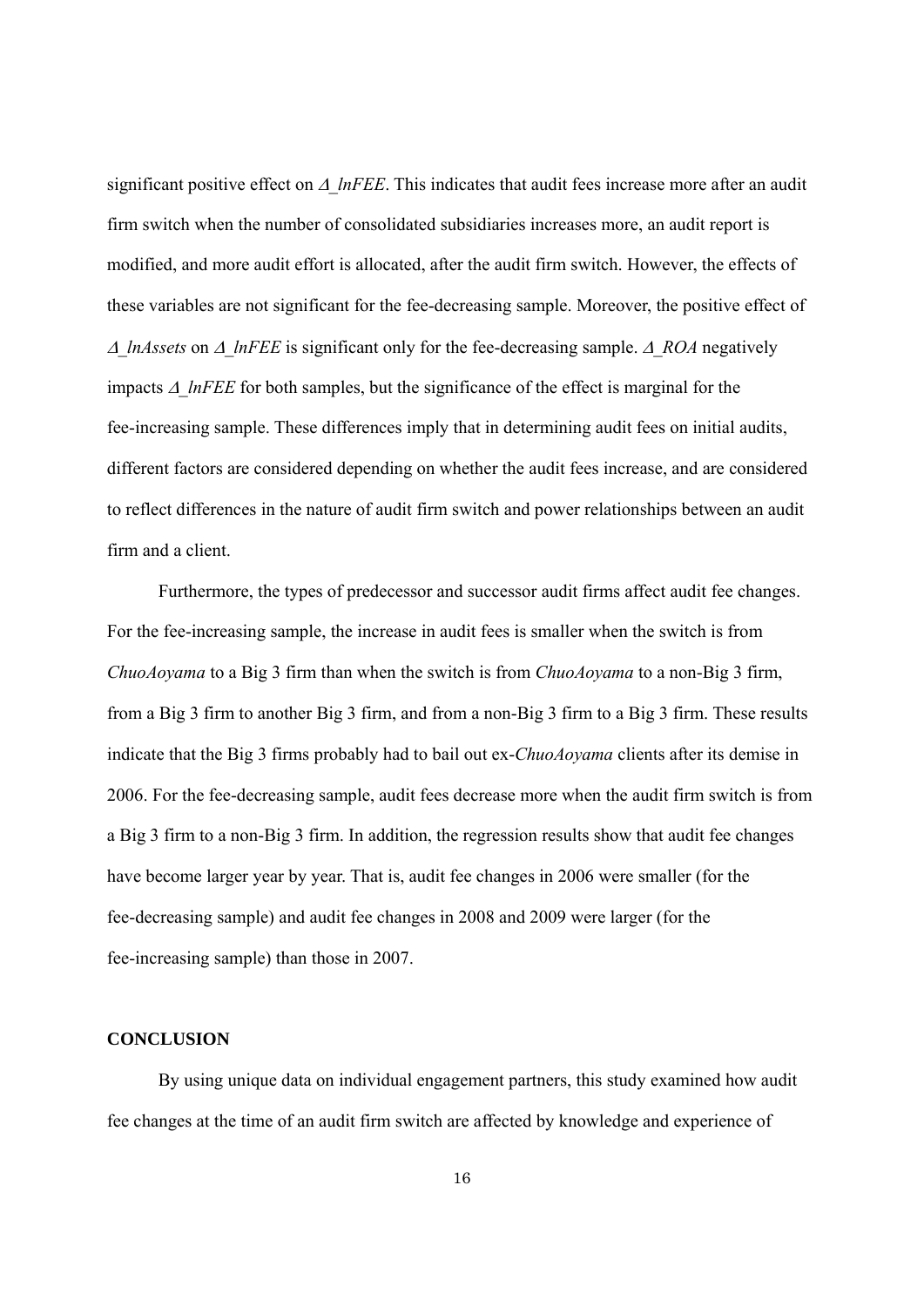significant positive effect on *Δ_lnFEE*. This indicates that audit fees increase more after an audit firm switch when the number of consolidated subsidiaries increases more, an audit report is modified, and more audit effort is allocated, after the audit firm switch. However, the effects of these variables are not significant for the fee-decreasing sample. Moreover, the positive effect of *Δ_lnAssets* on *Δ_lnFEE* is significant only for the fee-decreasing sample. *Δ_ROA* negatively impacts *Δ_lnFEE* for both samples, but the significance of the effect is marginal for the fee-increasing sample. These differences imply that in determining audit fees on initial audits, different factors are considered depending on whether the audit fees increase, and are considered to reflect differences in the nature of audit firm switch and power relationships between an audit firm and a client.

Furthermore, the types of predecessor and successor audit firms affect audit fee changes. For the fee-increasing sample, the increase in audit fees is smaller when the switch is from *ChuoAoyama* to a Big 3 firm than when the switch is from *ChuoAoyama* to a non-Big 3 firm, from a Big 3 firm to another Big 3 firm, and from a non-Big 3 firm to a Big 3 firm. These results indicate that the Big 3 firms probably had to bail out ex-*ChuoAoyama* clients after its demise in 2006. For the fee-decreasing sample, audit fees decrease more when the audit firm switch is from a Big 3 firm to a non-Big 3 firm. In addition, the regression results show that audit fee changes have become larger year by year. That is, audit fee changes in 2006 were smaller (for the fee-decreasing sample) and audit fee changes in 2008 and 2009 were larger (for the fee-increasing sample) than those in 2007.

## CONCLUSION

By using unique data on individual engagement partners, this study examined how audit fee changes at the time of an audit firm switch are affected by knowledge and experience of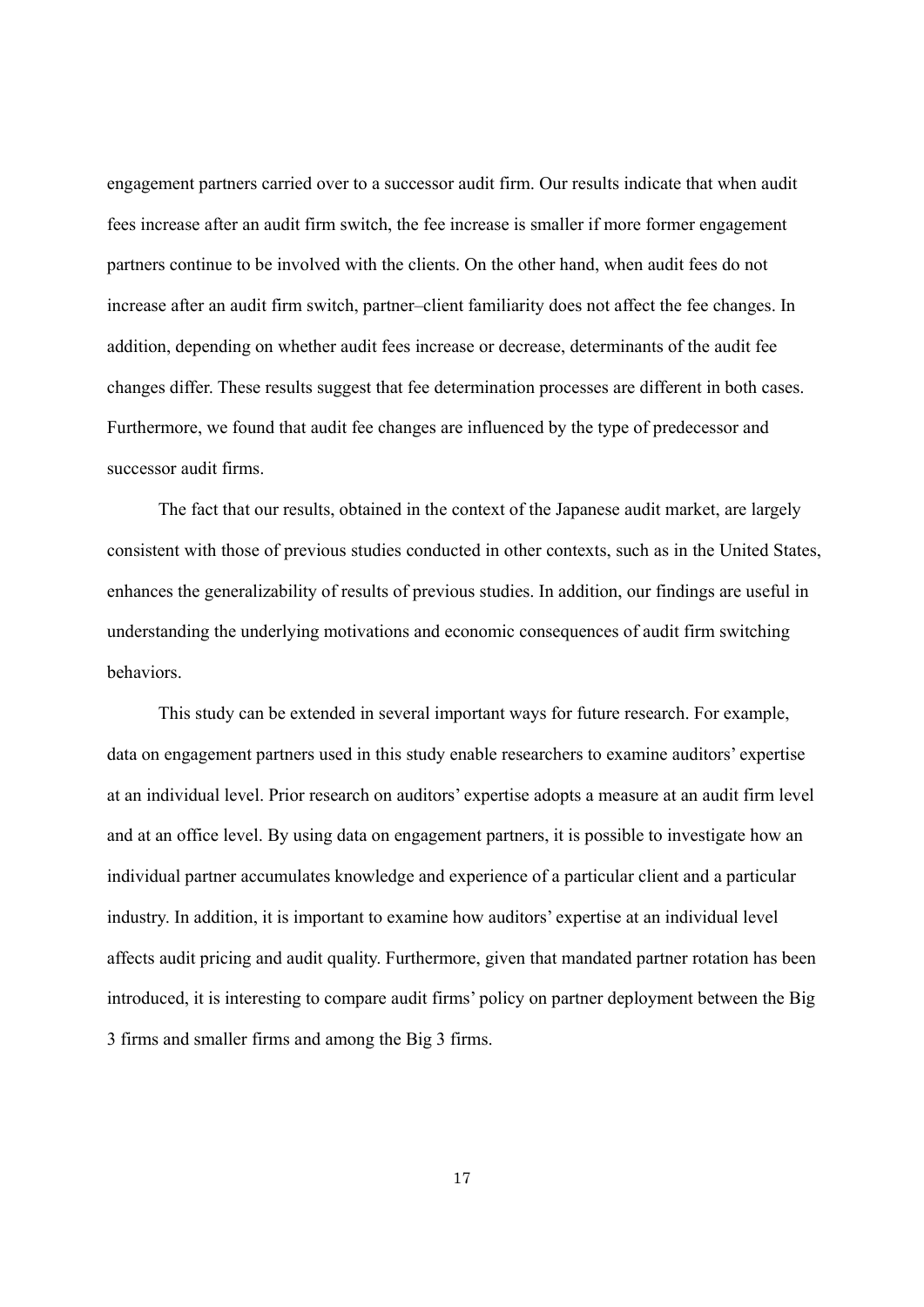engagement partners carried over to a successor audit firm. Our results indicate that when audit fees increase after an audit firm switch, the fee increase is smaller if more former engagement partners continue to be involved with the clients. On the other hand, when audit fees do not increase after an audit firm switch, partner–client familiarity does not affect the fee changes. In addition, depending on whether audit fees increase or decrease, determinants of the audit fee changes differ. These results suggest that fee determination processes are different in both cases. Furthermore, we found that audit fee changes are influenced by the type of predecessor and successor audit firms.

The fact that our results, obtained in the context of the Japanese audit market, are largely consistent with those of previous studies conducted in other contexts, such as in the United States, enhances the generalizability of results of previous studies. In addition, our findings are useful in understanding the underlying motivations and economic consequences of audit firm switching behaviors.

This study can be extended in several important ways for future research. For example, data on engagement partners used in this study enable researchers to examine auditors' expertise at an individual level. Prior research on auditors' expertise adopts a measure at an audit firm level and at an office level. By using data on engagement partners, it is possible to investigate how an individual partner accumulates knowledge and experience of a particular client and a particular industry. In addition, it is important to examine how auditors' expertise at an individual level affects audit pricing and audit quality. Furthermore, given that mandated partner rotation has been introduced, it is interesting to compare audit firms' policy on partner deployment between the Big 3 firms and smaller firms and among the Big 3 firms.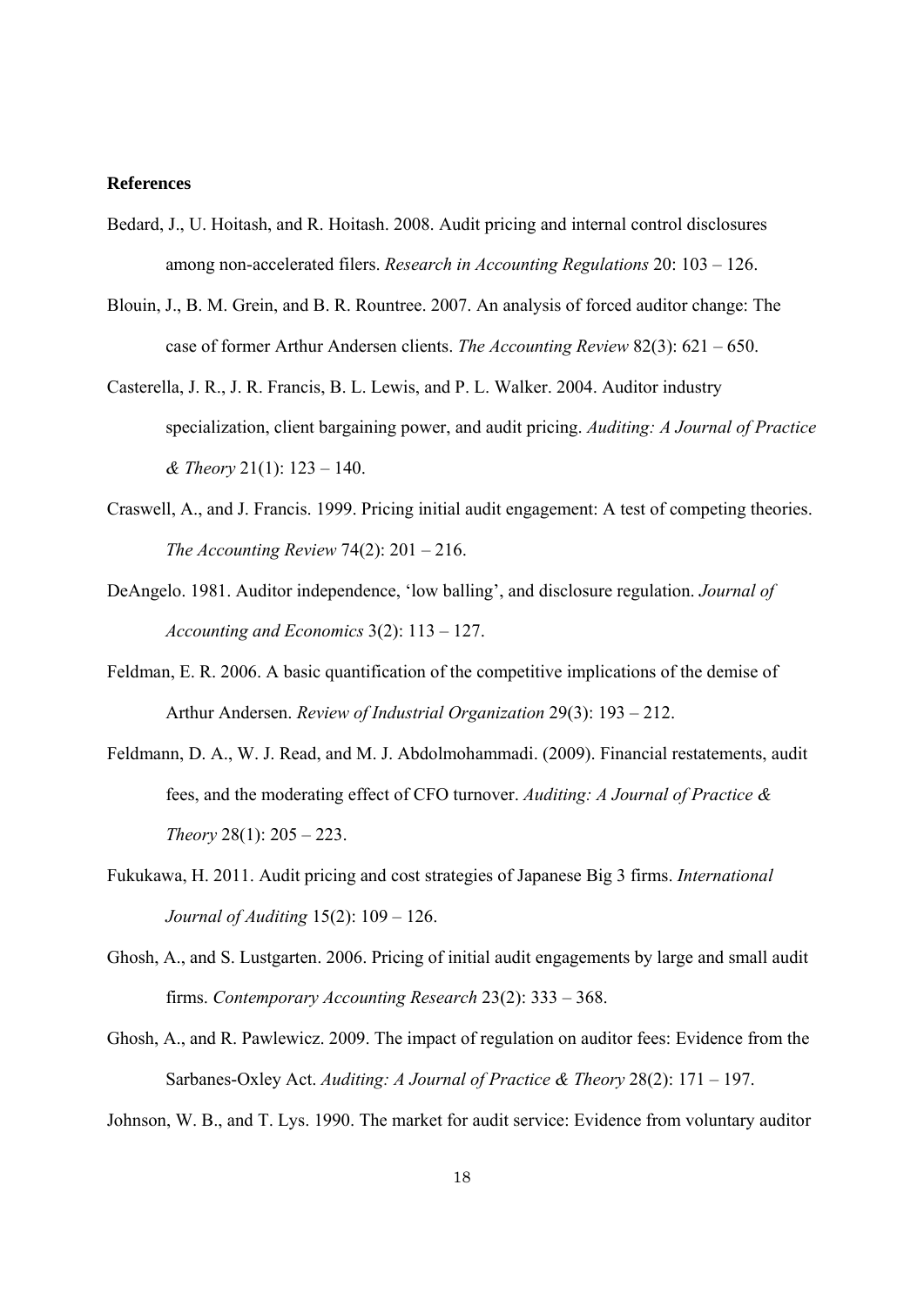**References**

Bedard, J., U. Hoitash, and R. Hoitash. 2008. Audit pricing and internal control disclosures among non-accelerated filers. *Research in Accounting Regulations* 20: 103 – 126.

Blouin, J., B. M. Grein, and B. R. Rountree. 2007. An analysis of forced auditor change: The case of former Arthur Andersen clients. *The Accounting Review* 82(3): 621 – 650.

Casterella, J. R., J. R. Francis, B. L. Lewis, and P. L. Walker. 2004. Auditor industry specialization, client bargaining power, and audit pricing. *Auditing: A Journal of Practice & Theory* 21(1): 123 – 140.

Craswell, A., and J. Francis. 1999. Pricing initial audit engagement: A test of competing theories. *The Accounting Review* 74(2): 201 – 216.

DeAngelo. 1981. Auditor independence, 'low balling', and disclosure regulation. *Journal of Accounting and Economics* 3(2): 113 – 127.

Feldman, E. R. 2006. A basic quantification of the competitive implications of the demise of Arthur Andersen. *Review of Industrial Organization* 29(3): 193 – 212.

Feldmann, D. A., W. J. Read, and M. J. Abdolmohammadi. (2009). Financial restatements, audit fees, and the moderating effect of CFO turnover. *Auditing: A Journal of Practice & Theory* 28(1): 205 – 223.

Fukukawa, H. 2011. Audit pricing and cost strategies of Japanese Big 3 firms. *International Journal of Auditing* 15(2): 109 – 126.

Ghosh, A., and S. Lustgarten. 2006. Pricing of initial audit engagements by large and small audit firms. *Contemporary Accounting Research* 23(2): 333 – 368.

Ghosh, A., and R. Pawlewicz. 2009. The impact of regulation on auditor fees: Evidence from the Sarbanes-Oxley Act. *Auditing: A Journal of Practice & Theory* 28(2): 171 – 197.

Johnson, W. B., and T. Lys. 1990. The market for audit service: Evidence from voluntary auditor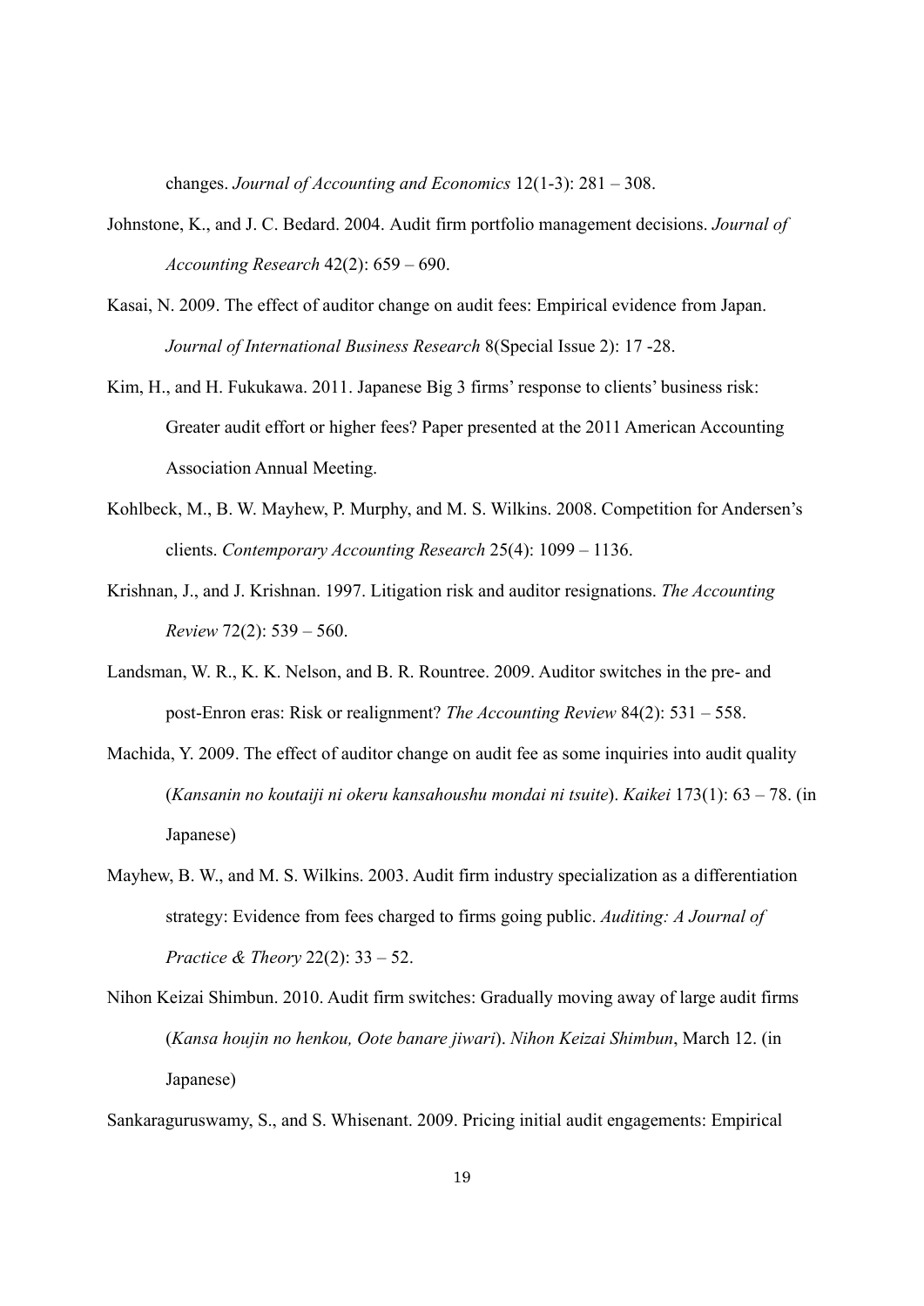changes. *Journal of Accounting and Economics* 12(1-3): 281 – 308.

Johnstone, K., and J. C. Bedard. 2004. Audit firm portfolio management decisions. *Journal of Accounting Research* 42(2): 659 – 690.

Kasai, N. 2009. The effect of auditor change on audit fees: Empirical evidence from Japan. *Journal of International Business Research* 8(Special Issue 2): 17 -28.

Kim, H., and H. Fukukawa. 2011. Japanese Big 3 firms' response to clients' business risk: Greater audit effort or higher fees? Paper presented at the 2011 American Accounting Association Annual Meeting.

Kohlbeck, M., B. W. Mayhew, P. Murphy, and M. S. Wilkins. 2008. Competition for Andersen's clients. *Contemporary Accounting Research* 25(4): 1099 – 1136.

Krishnan, J., and J. Krishnan. 1997. Litigation risk and auditor resignations. *The Accounting Review* 72(2): 539 – 560.

Landsman, W. R., K. K. Nelson, and B. R. Rountree. 2009. Auditor switches in the pre- and post-Enron eras: Risk or realignment? *The Accounting Review* 84(2): 531 – 558.

Machida, Y. 2009. The effect of auditor change on audit fee as some inquiries into audit quality (*Kansanin no koutaiji ni okeru kansahoushu mondai ni tsuite*). *Kaikei* 173(1): 63 – 78. (in Japanese)

Mayhew, B. W., and M. S. Wilkins. 2003. Audit firm industry specialization as a differentiation strategy: Evidence from fees charged to firms going public. *Auditing: A Journal of Practice & Theory* 22(2): 33 – 52.

Nihon Keizai Shimbun. 2010. Audit firm switches: Gradually moving away of large audit firms (*Kansa houjin no henkou, Oote banare jiwari*). *Nihon Keizai Shimbun*, March 12. (in Japanese)

Sankaraguruswamy, S., and S. Whisenant. 2009. Pricing initial audit engagements: Empirical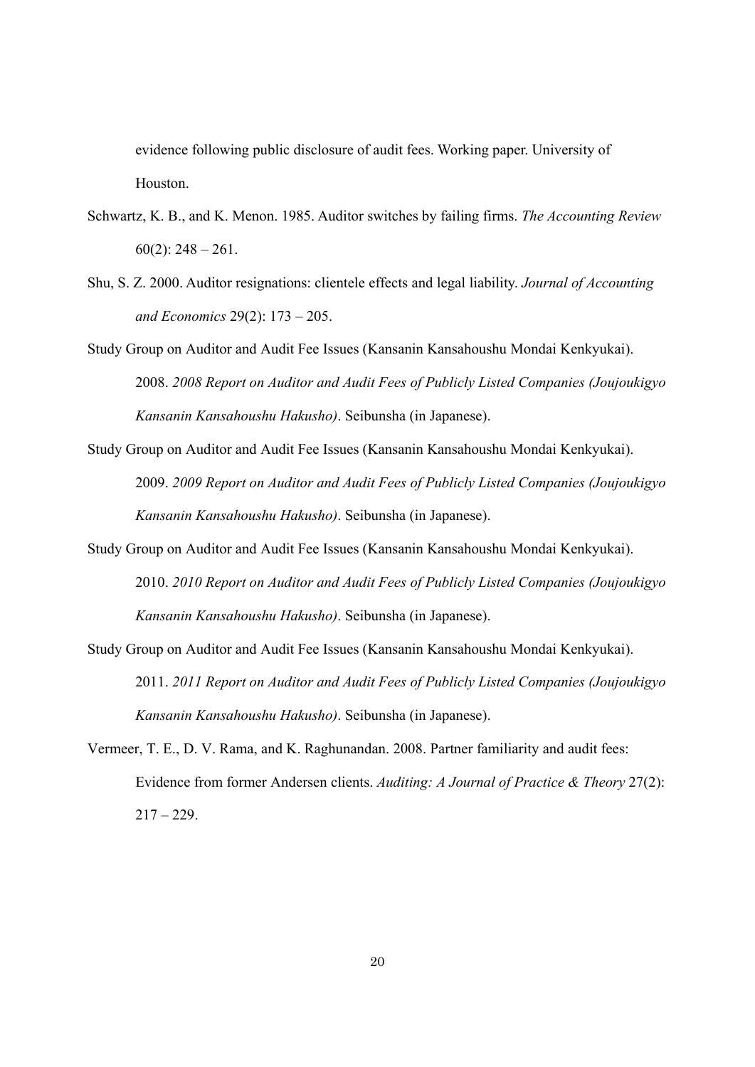evidence following public disclosure of audit fees. Working paper. University of Houston.

Schwartz, K. B., and K. Menon. 1985. Auditor switches by failing firms. *The Accounting Review* 60(2): 248 – 261.

Shu, S. Z. 2000. Auditor resignations: clientele effects and legal liability. *Journal of Accounting and Economics* 29(2): 173 – 205.

Study Group on Auditor and Audit Fee Issues (Kansanin Kansahoushu Mondai Kenkyukai). 2008. *2008 Report on Auditor and Audit Fees of Publicly Listed Companies (Joujoukigyo Kansanin Kansahoushu Hakusho)*. Seibunsha (in Japanese).

Study Group on Auditor and Audit Fee Issues (Kansanin Kansahoushu Mondai Kenkyukai). 2009. *2009 Report on Auditor and Audit Fees of Publicly Listed Companies (Joujoukigyo Kansanin Kansahoushu Hakusho)*. Seibunsha (in Japanese).

Study Group on Auditor and Audit Fee Issues (Kansanin Kansahoushu Mondai Kenkyukai). 2010. *2010 Report on Auditor and Audit Fees of Publicly Listed Companies (Joujoukigyo Kansanin Kansahoushu Hakusho)*. Seibunsha (in Japanese).

Study Group on Auditor and Audit Fee Issues (Kansanin Kansahoushu Mondai Kenkyukai). 2011. *2011 Report on Auditor and Audit Fees of Publicly Listed Companies (Joujoukigyo Kansanin Kansahoushu Hakusho)*. Seibunsha (in Japanese).

Vermeer, T. E., D. V. Rama, and K. Raghunandan. 2008. Partner familiarity and audit fees: Evidence from former Andersen clients. *Auditing: A Journal of Practice & Theory* 27(2): 217 – 229.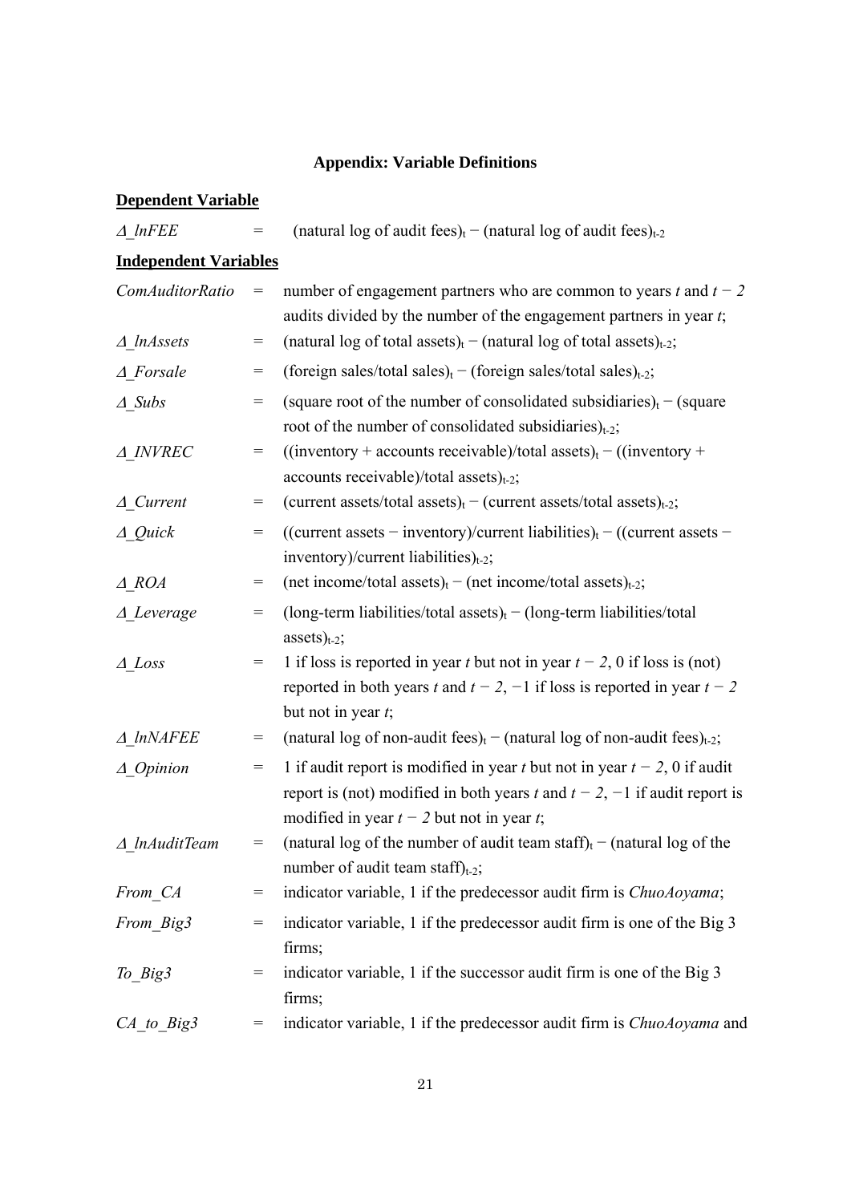### Appendix: Variable Definitions

**Dependent Variable**

*Δ_lnFEE* = (natural log of audit fees)$_t$ − (natural log of audit fees)$_{t-2}$

**Independent Variables**

*ComAuditorRatio* = number of engagement partners who are common to years $t$ and $t - 2$ audits divided by the number of the engagement partners in year $t$;

*Δ_lnAssets* = (natural log of total assets)$_t$ − (natural log of total assets)$_{t-2}$;

*Δ_Forsale* = (foreign sales/total sales)$_t$ − (foreign sales/total sales)$_{t-2}$;

*Δ_Subs* = (square root of the number of consolidated subsidiaries)$_t$ − (square root of the number of consolidated subsidiaries)$_{t-2}$;

*Δ_INVREC* = ((inventory + accounts receivable)/total assets)$_t$ − ((inventory + accounts receivable)/total assets)$_{t-2}$;

*Δ_Current* = (current assets/total assets)$_t$ − (current assets/total assets)$_{t-2}$;

*Δ_Quick* = ((current assets − inventory)/current liabilities)$_t$ − ((current assets − inventory)/current liabilities)$_{t-2}$;

*Δ_ROA* = (net income/total assets)$_t$ − (net income/total assets)$_{t-2}$;

*Δ_Leverage* = (long-term liabilities/total assets)$_t$ − (long-term liabilities/total assets)$_{t-2}$;

*Δ_Loss* = 1 if loss is reported in year $t$ but not in year $t - 2$, 0 if loss is (not) reported in both years $t$ and $t - 2$, −1 if loss is reported in year $t - 2$ but not in year $t$;

*Δ_lnNAFEE* = (natural log of non-audit fees)$_t$ − (natural log of non-audit fees)$_{t-2}$;

*Δ_Opinion* = 1 if audit report is modified in year $t$ but not in year $t - 2$, 0 if audit report is (not) modified in both years $t$ and $t - 2$, −1 if audit report is modified in year $t - 2$ but not in year $t$;

*Δ_lnAuditTeam* = (natural log of the number of audit team staff)$_t$ − (natural log of the number of audit team staff)$_{t-2}$;

*From_CA* = indicator variable, 1 if the predecessor audit firm is *ChuoAoyama*;

*From_Big3* = indicator variable, 1 if the predecessor audit firm is one of the Big 3 firms;

*To_Big3* = indicator variable, 1 if the successor audit firm is one of the Big 3 firms;

*CA_to_Big3* = indicator variable, 1 if the predecessor audit firm is *ChuoAoyama* and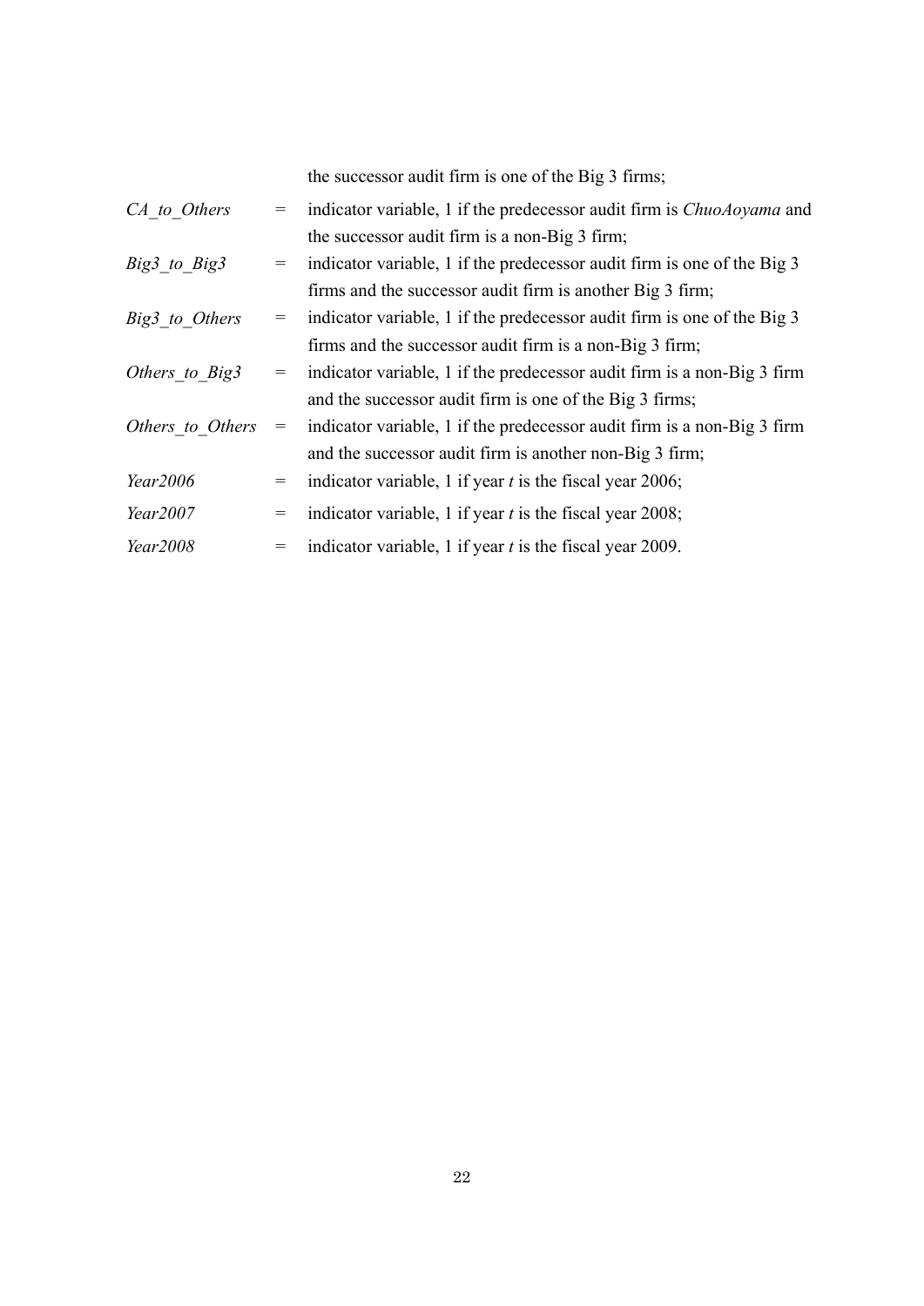the successor audit firm is one of the Big 3 firms;

| | | |
|---|---|---|
| *CA_to_Others* | = | indicator variable, 1 if the predecessor audit firm is *ChuoAoyama* and the successor audit firm is a non-Big 3 firm; |
| *Big3_to_Big3* | = | indicator variable, 1 if the predecessor audit firm is one of the Big 3 firms and the successor audit firm is another Big 3 firm; |
| *Big3_to_Others* | = | indicator variable, 1 if the predecessor audit firm is one of the Big 3 firms and the successor audit firm is a non-Big 3 firm; |
| *Others_to_Big3* | = | indicator variable, 1 if the predecessor audit firm is a non-Big 3 firm and the successor audit firm is one of the Big 3 firms; |
| *Others_to_Others* | = | indicator variable, 1 if the predecessor audit firm is a non-Big 3 firm and the successor audit firm is another non-Big 3 firm; |
| *Year2006* | = | indicator variable, 1 if year *t* is the fiscal year 2006; |
| *Year2007* | = | indicator variable, 1 if year *t* is the fiscal year 2008; |
| *Year2008* | = | indicator variable, 1 if year *t* is the fiscal year 2009. |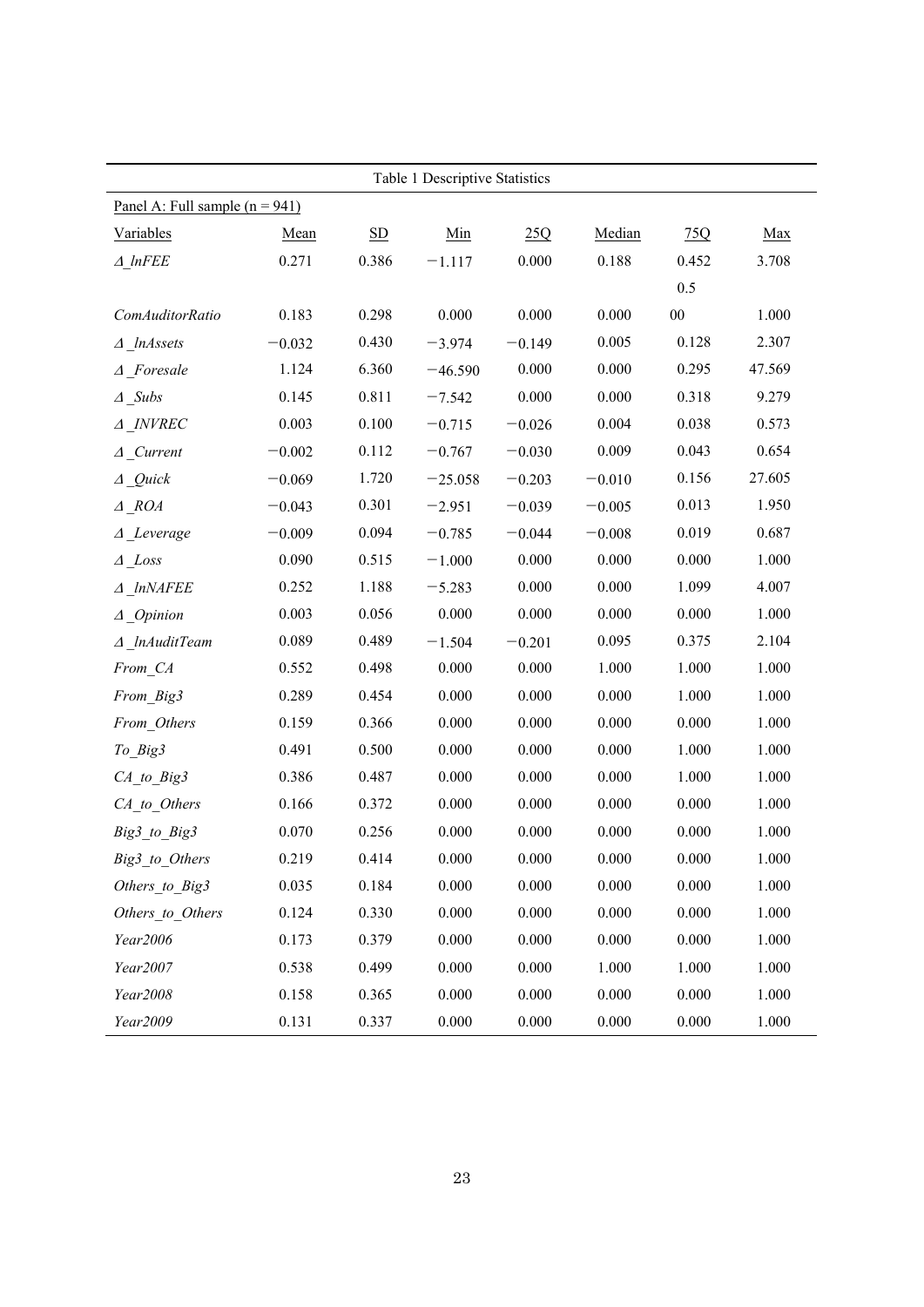Table 1 Descriptive Statistics

Panel A: Full sample (n = 941)

| Variables | Mean | SD | Min | 25Q | Median | 75Q | Max |
|---|---|---|---|---|---|---|---|
| *Δ_lnFEE* | 0.271 | 0.386 | −1.117 | 0.000 | 0.188 | 0.452 | 3.708 |
| *ComAuditorRatio* | 0.183 | 0.298 | 0.000 | 0.000 | 0.000 | 0.500 | 1.000 |
| *Δ_lnAssets* | −0.032 | 0.430 | −3.974 | −0.149 | 0.005 | 0.128 | 2.307 |
| *Δ_Foresale* | 1.124 | 6.360 | −46.590 | 0.000 | 0.000 | 0.295 | 47.569 |
| *Δ_Subs* | 0.145 | 0.811 | −7.542 | 0.000 | 0.000 | 0.318 | 9.279 |
| *Δ_INVREC* | 0.003 | 0.100 | −0.715 | −0.026 | 0.004 | 0.038 | 0.573 |
| *Δ_Current* | −0.002 | 0.112 | −0.767 | −0.030 | 0.009 | 0.043 | 0.654 |
| *Δ_Quick* | −0.069 | 1.720 | −25.058 | −0.203 | −0.010 | 0.156 | 27.605 |
| *Δ_ROA* | −0.043 | 0.301 | −2.951 | −0.039 | −0.005 | 0.013 | 1.950 |
| *Δ_Leverage* | −0.009 | 0.094 | −0.785 | −0.044 | −0.008 | 0.019 | 0.687 |
| *Δ_Loss* | 0.090 | 0.515 | −1.000 | 0.000 | 0.000 | 0.000 | 1.000 |
| *Δ_lnNAFEE* | 0.252 | 1.188 | −5.283 | 0.000 | 0.000 | 1.099 | 4.007 |
| *Δ_Opinion* | 0.003 | 0.056 | 0.000 | 0.000 | 0.000 | 0.000 | 1.000 |
| *Δ_lnAuditTeam* | 0.089 | 0.489 | −1.504 | −0.201 | 0.095 | 0.375 | 2.104 |
| *From_CA* | 0.552 | 0.498 | 0.000 | 0.000 | 1.000 | 1.000 | 1.000 |
| *From_Big3* | 0.289 | 0.454 | 0.000 | 0.000 | 0.000 | 1.000 | 1.000 |
| *From_Others* | 0.159 | 0.366 | 0.000 | 0.000 | 0.000 | 0.000 | 1.000 |
| *To_Big3* | 0.491 | 0.500 | 0.000 | 0.000 | 0.000 | 1.000 | 1.000 |
| *CA_to_Big3* | 0.386 | 0.487 | 0.000 | 0.000 | 0.000 | 1.000 | 1.000 |
| *CA_to_Others* | 0.166 | 0.372 | 0.000 | 0.000 | 0.000 | 0.000 | 1.000 |
| *Big3_to_Big3* | 0.070 | 0.256 | 0.000 | 0.000 | 0.000 | 0.000 | 1.000 |
| *Big3_to_Others* | 0.219 | 0.414 | 0.000 | 0.000 | 0.000 | 0.000 | 1.000 |
| *Others_to_Big3* | 0.035 | 0.184 | 0.000 | 0.000 | 0.000 | 0.000 | 1.000 |
| *Others_to_Others* | 0.124 | 0.330 | 0.000 | 0.000 | 0.000 | 0.000 | 1.000 |
| *Year2006* | 0.173 | 0.379 | 0.000 | 0.000 | 0.000 | 0.000 | 1.000 |
| *Year2007* | 0.538 | 0.499 | 0.000 | 0.000 | 1.000 | 1.000 | 1.000 |
| *Year2008* | 0.158 | 0.365 | 0.000 | 0.000 | 0.000 | 0.000 | 1.000 |
| *Year2009* | 0.131 | 0.337 | 0.000 | 0.000 | 0.000 | 0.000 | 1.000 |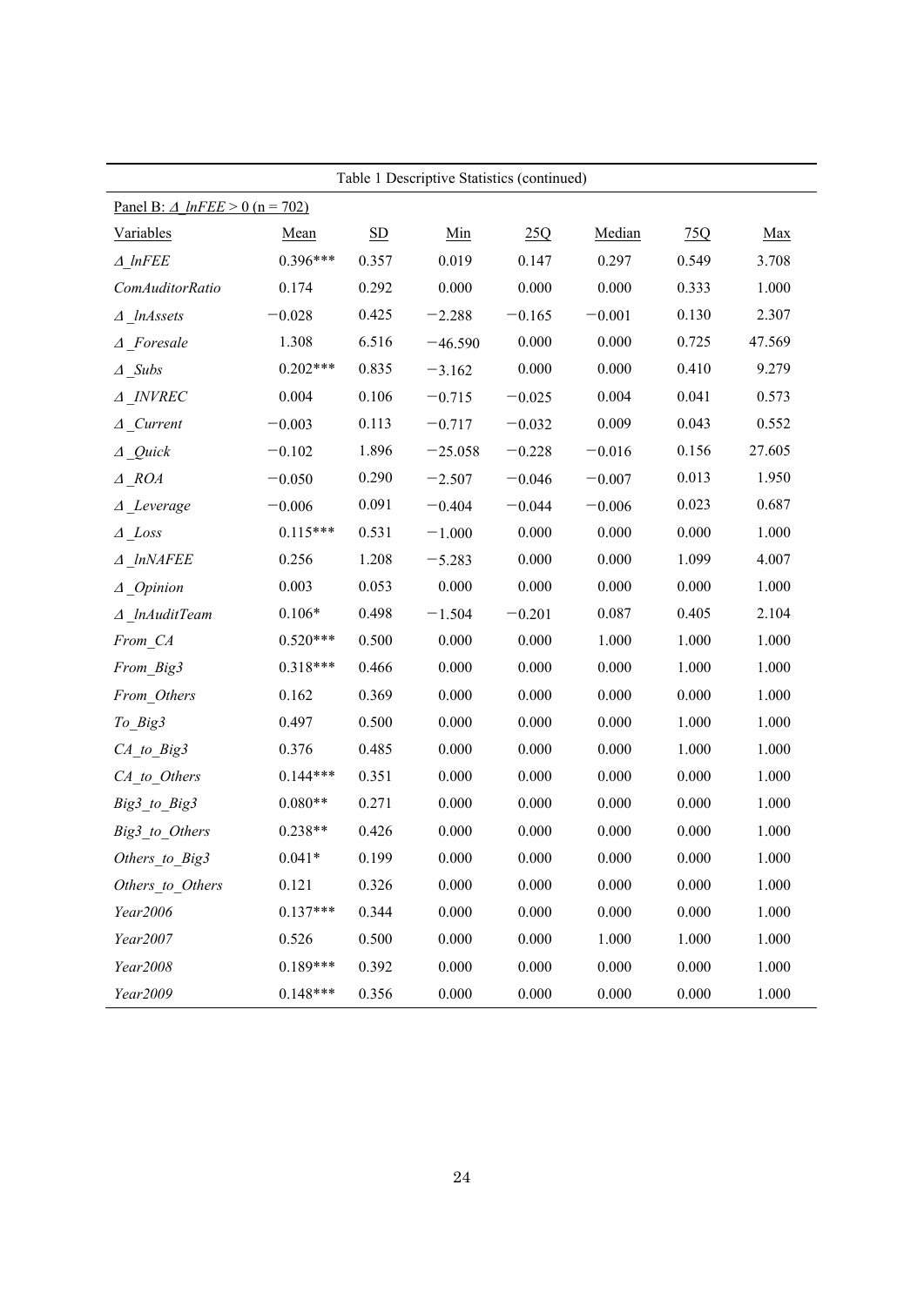Table 1 Descriptive Statistics (continued)

Panel B: $\Delta$_*lnFEE* > 0 (n = 702)

| Variables | Mean | SD | Min | 25Q | Median | 75Q | Max |
|---|---|---|---|---|---|---|---|
| *Δ_lnFEE* | 0.396*** | 0.357 | 0.019 | 0.147 | 0.297 | 0.549 | 3.708 |
| *ComAuditorRatio* | 0.174 | 0.292 | 0.000 | 0.000 | 0.000 | 0.333 | 1.000 |
| *Δ_lnAssets* | −0.028 | 0.425 | −2.288 | −0.165 | −0.001 | 0.130 | 2.307 |
| *Δ_Foresale* | 1.308 | 6.516 | −46.590 | 0.000 | 0.000 | 0.725 | 47.569 |
| *Δ_Subs* | 0.202*** | 0.835 | −3.162 | 0.000 | 0.000 | 0.410 | 9.279 |
| *Δ_INVREC* | 0.004 | 0.106 | −0.715 | −0.025 | 0.004 | 0.041 | 0.573 |
| *Δ_Current* | −0.003 | 0.113 | −0.717 | −0.032 | 0.009 | 0.043 | 0.552 |
| *Δ_Quick* | −0.102 | 1.896 | −25.058 | −0.228 | −0.016 | 0.156 | 27.605 |
| *Δ_ROA* | −0.050 | 0.290 | −2.507 | −0.046 | −0.007 | 0.013 | 1.950 |
| *Δ_Leverage* | −0.006 | 0.091 | −0.404 | −0.044 | −0.006 | 0.023 | 0.687 |
| *Δ_Loss* | 0.115*** | 0.531 | −1.000 | 0.000 | 0.000 | 0.000 | 1.000 |
| *Δ_lnNAFEE* | 0.256 | 1.208 | −5.283 | 0.000 | 0.000 | 1.099 | 4.007 |
| *Δ_Opinion* | 0.003 | 0.053 | 0.000 | 0.000 | 0.000 | 0.000 | 1.000 |
| *Δ_lnAuditTeam* | 0.106* | 0.498 | −1.504 | −0.201 | 0.087 | 0.405 | 2.104 |
| *From_CA* | 0.520*** | 0.500 | 0.000 | 0.000 | 1.000 | 1.000 | 1.000 |
| *From_Big3* | 0.318*** | 0.466 | 0.000 | 0.000 | 0.000 | 1.000 | 1.000 |
| *From_Others* | 0.162 | 0.369 | 0.000 | 0.000 | 0.000 | 0.000 | 1.000 |
| *To_Big3* | 0.497 | 0.500 | 0.000 | 0.000 | 0.000 | 1.000 | 1.000 |
| *CA_to_Big3* | 0.376 | 0.485 | 0.000 | 0.000 | 0.000 | 1.000 | 1.000 |
| *CA_to_Others* | 0.144*** | 0.351 | 0.000 | 0.000 | 0.000 | 0.000 | 1.000 |
| *Big3_to_Big3* | 0.080** | 0.271 | 0.000 | 0.000 | 0.000 | 0.000 | 1.000 |
| *Big3_to_Others* | 0.238** | 0.426 | 0.000 | 0.000 | 0.000 | 0.000 | 1.000 |
| *Others_to_Big3* | 0.041* | 0.199 | 0.000 | 0.000 | 0.000 | 0.000 | 1.000 |
| *Others_to_Others* | 0.121 | 0.326 | 0.000 | 0.000 | 0.000 | 0.000 | 1.000 |
| *Year2006* | 0.137*** | 0.344 | 0.000 | 0.000 | 0.000 | 0.000 | 1.000 |
| *Year2007* | 0.526 | 0.500 | 0.000 | 0.000 | 1.000 | 1.000 | 1.000 |
| *Year2008* | 0.189*** | 0.392 | 0.000 | 0.000 | 0.000 | 0.000 | 1.000 |
| *Year2009* | 0.148*** | 0.356 | 0.000 | 0.000 | 0.000 | 0.000 | 1.000 |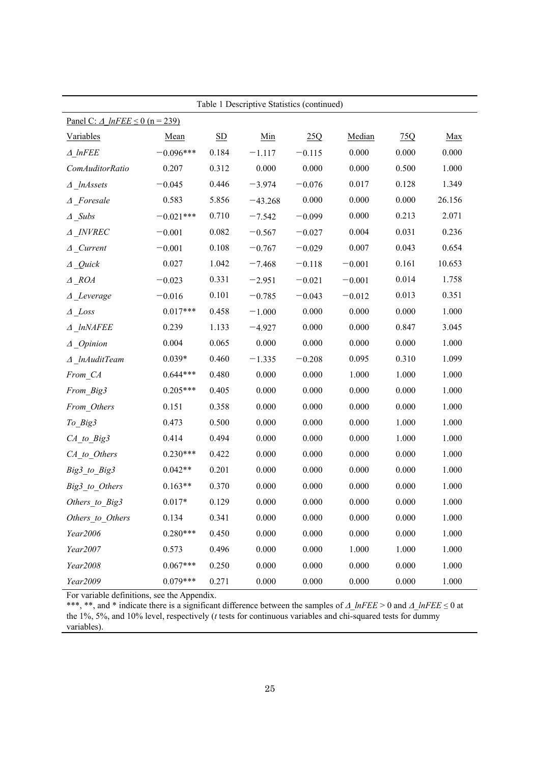Table 1 Descriptive Statistics (continued)

| Panel C: *Δ_lnFEE* ≤ 0 (n = 239) | | | | | | | |
|---|---|---|---|---|---|---|---|
| Variables | Mean | SD | Min | 25Q | Median | 75Q | Max |
| *Δ_lnFEE* | −0.096*** | 0.184 | −1.117 | −0.115 | 0.000 | 0.000 | 0.000 |
| *ComAuditorRatio* | 0.207 | 0.312 | 0.000 | 0.000 | 0.000 | 0.500 | 1.000 |
| *Δ_lnAssets* | −0.045 | 0.446 | −3.974 | −0.076 | 0.017 | 0.128 | 1.349 |
| *Δ_Foresale* | 0.583 | 5.856 | −43.268 | 0.000 | 0.000 | 0.000 | 26.156 |
| *Δ_Subs* | −0.021*** | 0.710 | −7.542 | −0.099 | 0.000 | 0.213 | 2.071 |
| *Δ_INVREC* | −0.001 | 0.082 | −0.567 | −0.027 | 0.004 | 0.031 | 0.236 |
| *Δ_Current* | −0.001 | 0.108 | −0.767 | −0.029 | 0.007 | 0.043 | 0.654 |
| *Δ_Quick* | 0.027 | 1.042 | −7.468 | −0.118 | −0.001 | 0.161 | 10.653 |
| *Δ_ROA* | −0.023 | 0.331 | −2.951 | −0.021 | −0.001 | 0.014 | 1.758 |
| *Δ_Leverage* | −0.016 | 0.101 | −0.785 | −0.043 | −0.012 | 0.013 | 0.351 |
| *Δ_Loss* | 0.017*** | 0.458 | −1.000 | 0.000 | 0.000 | 0.000 | 1.000 |
| *Δ_lnNAFEE* | 0.239 | 1.133 | −4.927 | 0.000 | 0.000 | 0.847 | 3.045 |
| *Δ_Opinion* | 0.004 | 0.065 | 0.000 | 0.000 | 0.000 | 0.000 | 1.000 |
| *Δ_lnAuditTeam* | 0.039* | 0.460 | −1.335 | −0.208 | 0.095 | 0.310 | 1.099 |
| *From_CA* | 0.644*** | 0.480 | 0.000 | 0.000 | 1.000 | 1.000 | 1.000 |
| *From_Big3* | 0.205*** | 0.405 | 0.000 | 0.000 | 0.000 | 0.000 | 1.000 |
| *From_Others* | 0.151 | 0.358 | 0.000 | 0.000 | 0.000 | 0.000 | 1.000 |
| *To_Big3* | 0.473 | 0.500 | 0.000 | 0.000 | 0.000 | 1.000 | 1.000 |
| *CA_to_Big3* | 0.414 | 0.494 | 0.000 | 0.000 | 0.000 | 1.000 | 1.000 |
| *CA_to_Others* | 0.230*** | 0.422 | 0.000 | 0.000 | 0.000 | 0.000 | 1.000 |
| *Big3_to_Big3* | 0.042** | 0.201 | 0.000 | 0.000 | 0.000 | 0.000 | 1.000 |
| *Big3_to_Others* | 0.163** | 0.370 | 0.000 | 0.000 | 0.000 | 0.000 | 1.000 |
| *Others_to_Big3* | 0.017* | 0.129 | 0.000 | 0.000 | 0.000 | 0.000 | 1.000 |
| *Others_to_Others* | 0.134 | 0.341 | 0.000 | 0.000 | 0.000 | 0.000 | 1.000 |
| *Year2006* | 0.280*** | 0.450 | 0.000 | 0.000 | 0.000 | 0.000 | 1.000 |
| *Year2007* | 0.573 | 0.496 | 0.000 | 0.000 | 1.000 | 1.000 | 1.000 |
| *Year2008* | 0.067*** | 0.250 | 0.000 | 0.000 | 0.000 | 0.000 | 1.000 |
| *Year2009* | 0.079*** | 0.271 | 0.000 | 0.000 | 0.000 | 0.000 | 1.000 |

For variable definitions, see the Appendix.

***, **, and * indicate there is a significant difference between the samples of *Δ_lnFEE* > 0 and *Δ_lnFEE* ≤ 0 at the 1%, 5%, and 10% level, respectively (*t* tests for continuous variables and chi-squared tests for dummy variables).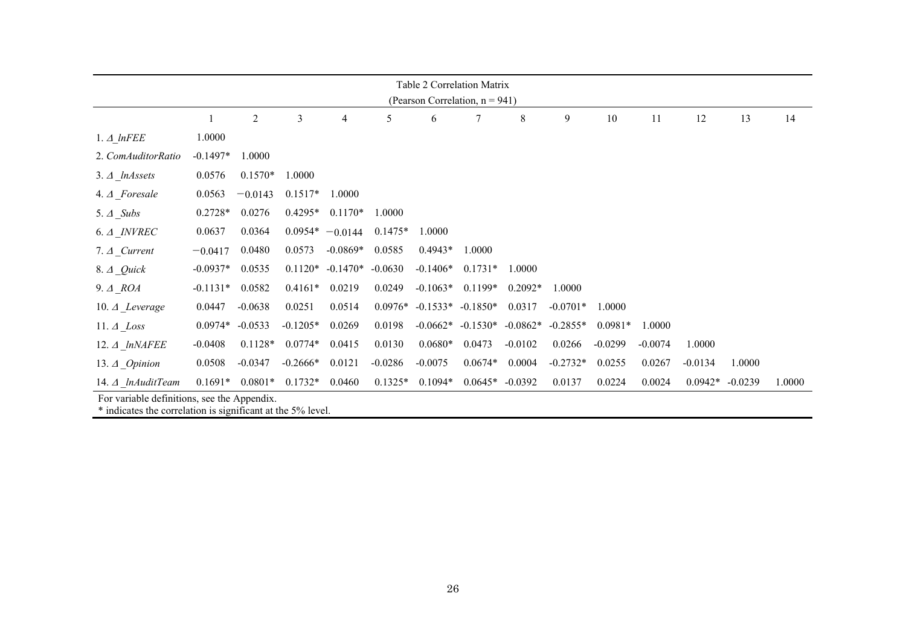Table 2 Correlation Matrix

(Pearson Correlation, n = 941)

| | 1 | 2 | 3 | 4 | 5 | 6 | 7 | 8 | 9 | 10 | 11 | 12 | 13 | 14 |
|---|---|---|---|---|---|---|---|---|---|---|---|---|---|---|
| 1. *Δ_lnFEE* | 1.0000 | | | | | | | | | | | | | |
| 2. *ComAuditorRatio* | -0.1497* | 1.0000 | | | | | | | | | | | | |
| 3. *Δ_lnAssets* | 0.0576 | 0.1570* | 1.0000 | | | | | | | | | | | |
| 4. *Δ_Foresale* | 0.0563 | −0.0143 | 0.1517* | 1.0000 | | | | | | | | | | |
| 5. *Δ_Subs* | 0.2728* | 0.0276 | 0.4295* | 0.1170* | 1.0000 | | | | | | | | | |
| 6. *Δ_INVREC* | 0.0637 | 0.0364 | 0.0954* | −0.0144 | 0.1475* | 1.0000 | | | | | | | | |
| 7. *Δ_Current* | −0.0417 | 0.0480 | 0.0573 | -0.0869* | 0.0585 | 0.4943* | 1.0000 | | | | | | | |
| 8. *Δ_Quick* | -0.0937* | 0.0535 | 0.1120* | -0.1470* | -0.0630 | -0.1406* | 0.1731* | 1.0000 | | | | | | |
| 9. *Δ_ROA* | -0.1131* | 0.0582 | 0.4161* | 0.0219 | 0.0249 | -0.1063* | 0.1199* | 0.2092* | 1.0000 | | | | | |
| 10. *Δ_Leverage* | 0.0447 | -0.0638 | 0.0251 | 0.0514 | 0.0976* | -0.1533* | -0.1850* | 0.0317 | -0.0701* | 1.0000 | | | | |
| 11. *Δ_Loss* | 0.0974* | -0.0533 | -0.1205* | 0.0269 | 0.0198 | -0.0662* | -0.1530* | -0.0862* | -0.2855* | 0.0981* | 1.0000 | | | |
| 12. *Δ_lnNAFEE* | -0.0408 | 0.1128* | 0.0774* | 0.0415 | 0.0130 | 0.0680* | 0.0473 | -0.0102 | 0.0266 | -0.0299 | -0.0074 | 1.0000 | | |
| 13. *Δ_Opinion* | 0.0508 | -0.0347 | -0.2666* | 0.0121 | -0.0286 | -0.0075 | 0.0674* | 0.0004 | -0.2732* | 0.0255 | 0.0267 | -0.0134 | 1.0000 | |
| 14. *Δ_lnAuditTeam* | 0.1691* | 0.0801* | 0.1732* | 0.0460 | 0.1325* | 0.1094* | 0.0645* | -0.0392 | 0.0137 | 0.0224 | 0.0024 | 0.0942* | -0.0239 | 1.0000 |

For variable definitions, see the Appendix.

* indicates the correlation is significant at the 5% level.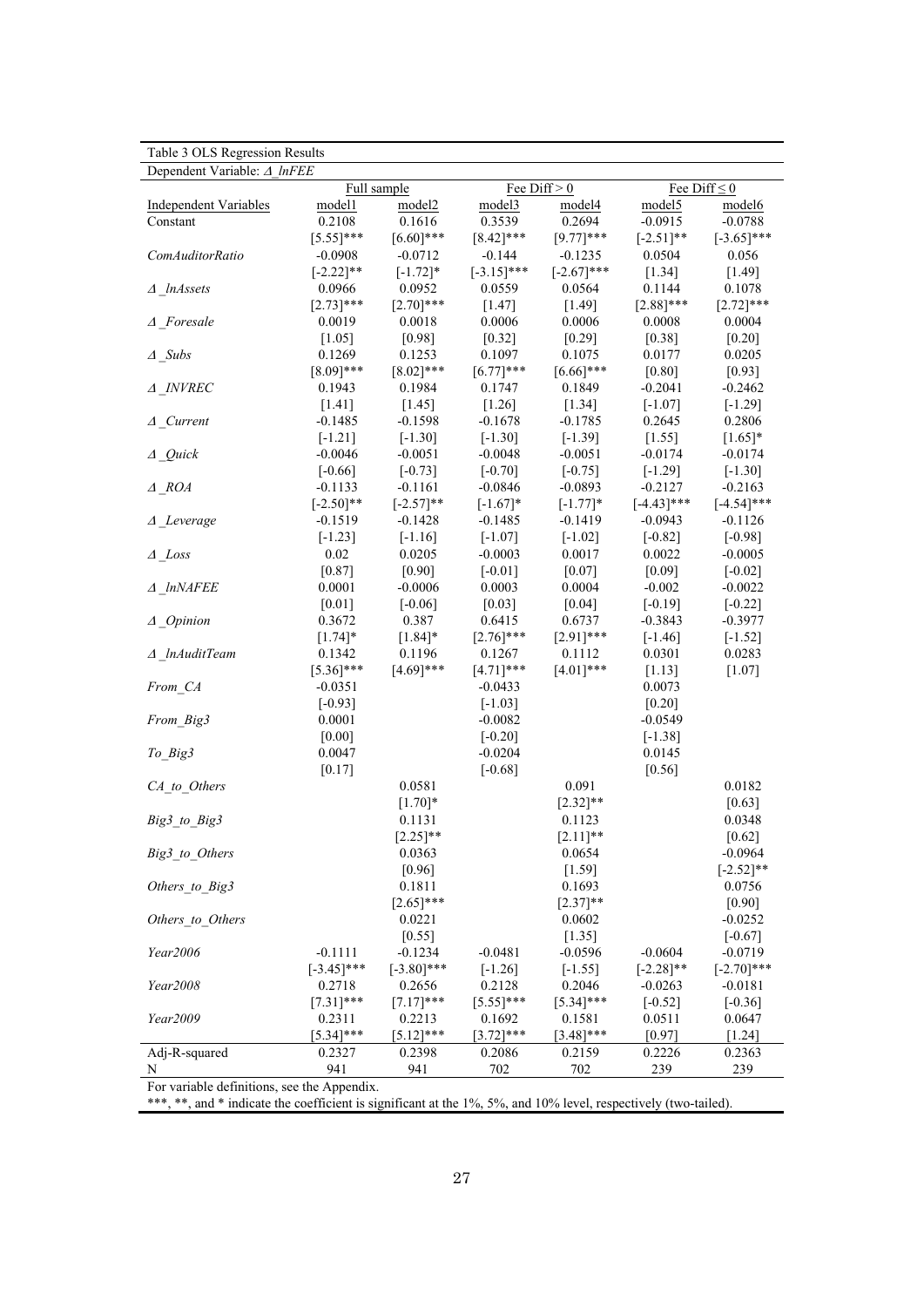Table 3 OLS Regression Results

Dependent Variable: *Δ\_lnFEE*

| | Full sample | | Fee Diff > 0 | | Fee Diff ≤ 0 | |
|---|---|---|---|---|---|---|
| Independent Variables | model1 | model2 | model3 | model4 | model5 | model6 |
| Constant | 0.2108 | 0.1616 | 0.3539 | 0.2694 | -0.0915 | -0.0788 |
| | [5.55]*** | [6.60]*** | [8.42]*** | [9.77]*** | [-2.51]** | [-3.65]*** |
| *ComAuditorRatio* | -0.0908 | -0.0712 | -0.144 | -0.1235 | 0.0504 | 0.056 |
| | [-2.22]** | [-1.72]* | [-3.15]*** | [-2.67]*** | [1.34] | [1.49] |
| *Δ\_lnAssets* | 0.0966 | 0.0952 | 0.0559 | 0.0564 | 0.1144 | 0.1078 |
| | [2.73]*** | [2.70]*** | [1.47] | [1.49] | [2.88]*** | [2.72]*** |
| *Δ\_Foresale* | 0.0019 | 0.0018 | 0.0006 | 0.0006 | 0.0008 | 0.0004 |
| | [1.05] | [0.98] | [0.32] | [0.29] | [0.38] | [0.20] |
| *Δ\_Subs* | 0.1269 | 0.1253 | 0.1097 | 0.1075 | 0.0177 | 0.0205 |
| | [8.09]*** | [8.02]*** | [6.77]*** | [6.66]*** | [0.80] | [0.93] |
| *Δ\_INVREC* | 0.1943 | 0.1984 | 0.1747 | 0.1849 | -0.2041 | -0.2462 |
| | [1.41] | [1.45] | [1.26] | [1.34] | [-1.07] | [-1.29] |
| *Δ\_Current* | -0.1485 | -0.1598 | -0.1678 | -0.1785 | 0.2645 | 0.2806 |
| | [-1.21] | [-1.30] | [-1.30] | [-1.39] | [1.55] | [1.65]* |
| *Δ\_Quick* | -0.0046 | -0.0051 | -0.0048 | -0.0051 | -0.0174 | -0.0174 |
| | [-0.66] | [-0.73] | [-0.70] | [-0.75] | [-1.29] | [-1.30] |
| *Δ\_ROA* | -0.1133 | -0.1161 | -0.0846 | -0.0893 | -0.2127 | -0.2163 |
| | [-2.50]** | [-2.57]** | [-1.67]* | [-1.77]* | [-4.43]*** | [-4.54]*** |
| *Δ\_Leverage* | -0.1519 | -0.1428 | -0.1485 | -0.1419 | -0.0943 | -0.1126 |
| | [-1.23] | [-1.16] | [-1.07] | [-1.02] | [-0.82] | [-0.98] |
| *Δ\_Loss* | 0.02 | 0.0205 | -0.0003 | 0.0017 | 0.0022 | -0.0005 |
| | [0.87] | [0.90] | [-0.01] | [0.07] | [0.09] | [-0.02] |
| *Δ\_lnNAFEE* | 0.0001 | -0.0006 | 0.0003 | 0.0004 | -0.002 | -0.0022 |
| | [0.01] | [-0.06] | [0.03] | [0.04] | [-0.19] | [-0.22] |
| *Δ\_Opinion* | 0.3672 | 0.387 | 0.6415 | 0.6737 | -0.3843 | -0.3977 |
| | [1.74]* | [1.84]* | [2.76]*** | [2.91]*** | [-1.46] | [-1.52] |
| *Δ\_lnAuditTeam* | 0.1342 | 0.1196 | 0.1267 | 0.1112 | 0.0301 | 0.0283 |
| | [5.36]*** | [4.69]*** | [4.71]*** | [4.01]*** | [1.13] | [1.07] |
| *From\_CA* | -0.0351 | | -0.0433 | | 0.0073 | |
| | [-0.93] | | [-1.03] | | [0.20] | |
| *From\_Big3* | 0.0001 | | -0.0082 | | -0.0549 | |
| | [0.00] | | [-0.20] | | [-1.38] | |
| *To\_Big3* | 0.0047 | | -0.0204 | | 0.0145 | |
| | [0.17] | | [-0.68] | | [0.56] | |
| *CA\_to\_Others* | | 0.0581 | | 0.091 | | 0.0182 |
| | | [1.70]* | | [2.32]** | | [0.63] |
| *Big3\_to\_Big3* | | 0.1131 | | 0.1123 | | 0.0348 |
| | | [2.25]** | | [2.11]** | | [0.62] |
| *Big3\_to\_Others* | | 0.0363 | | 0.0654 | | -0.0964 |
| | | [0.96] | | [1.59] | | [-2.52]** |
| *Others\_to\_Big3* | | 0.1811 | | 0.1693 | | 0.0756 |
| | | [2.65]*** | | [2.37]** | | [0.90] |
| *Others\_to\_Others* | | 0.0221 | | 0.0602 | | -0.0252 |
| | | [0.55] | | [1.35] | | [-0.67] |
| *Year2006* | -0.1111 | -0.1234 | -0.0481 | -0.0596 | -0.0604 | -0.0719 |
| | [-3.45]*** | [-3.80]*** | [-1.26] | [-1.55] | [-2.28]** | [-2.70]*** |
| *Year2008* | 0.2718 | 0.2656 | 0.2128 | 0.2046 | -0.0263 | -0.0181 |
| | [7.31]*** | [7.17]*** | [5.55]*** | [5.34]*** | [-0.52] | [-0.36] |
| *Year2009* | 0.2311 | 0.2213 | 0.1692 | 0.1581 | 0.0511 | 0.0647 |
| | [5.34]*** | [5.12]*** | [3.72]*** | [3.48]*** | [0.97] | [1.24] |
| Adj-R-squared | 0.2327 | 0.2398 | 0.2086 | 0.2159 | 0.2226 | 0.2363 |
| N | 941 | 941 | 702 | 702 | 239 | 239 |

For variable definitions, see the Appendix.

***, **, and * indicate the coefficient is significant at the 1%, 5%, and 10% level, respectively (two-tailed).